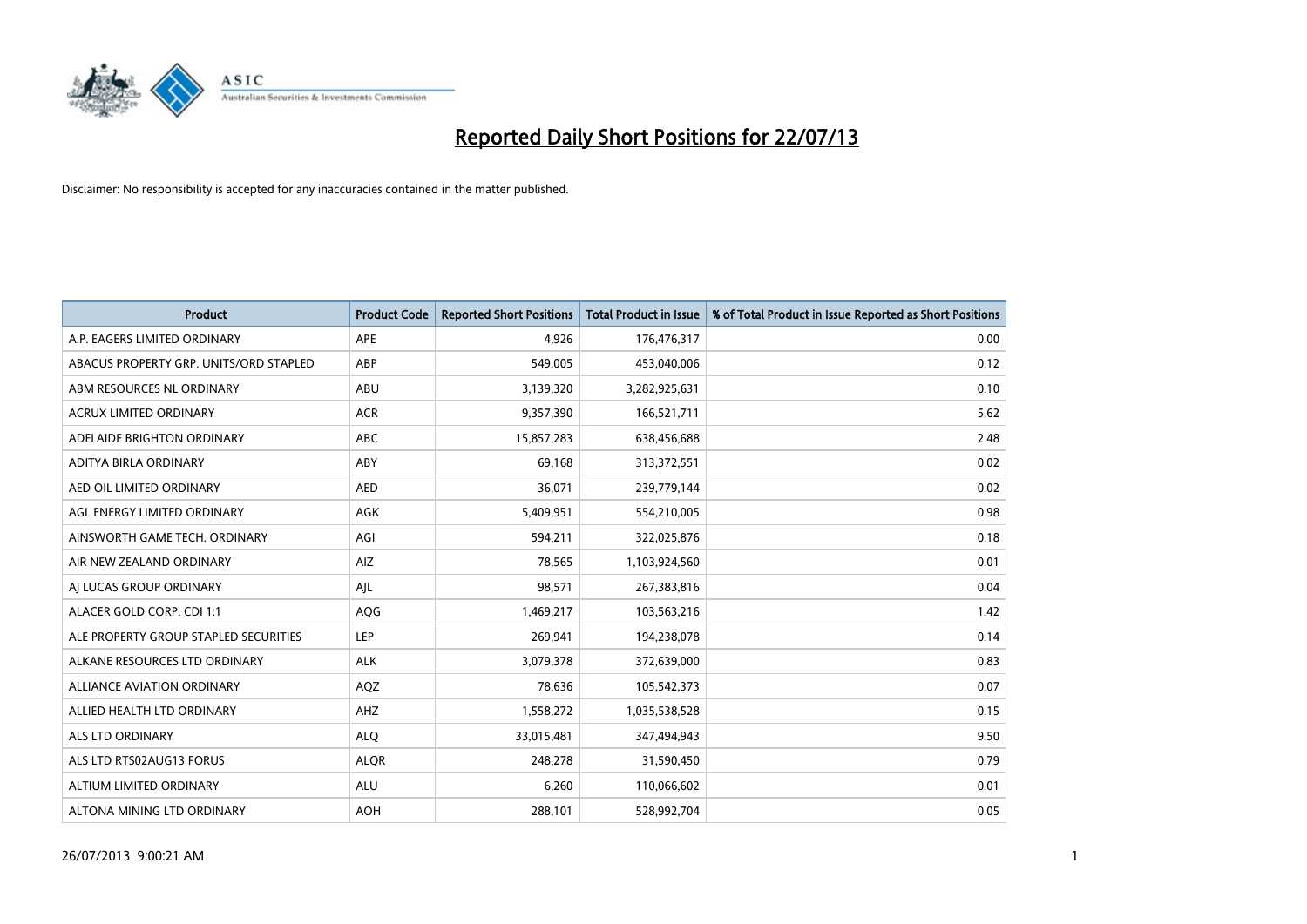# Reported Daily Short Positions for 22/07/13

Disclaimer: No responsibility is accepted for any inaccuracies contained in the matter published.

| Product | Product Code | Reported Short Positions | Total Product in Issue | % of Total Product in Issue Reported as Short Positions |
|---|---|---|---|---|
| A.P. EAGERS LIMITED ORDINARY | APE | 4,926 | 176,476,317 | 0.00 |
| ABACUS PROPERTY GRP. UNITS/ORD STAPLED | ABP | 549,005 | 453,040,006 | 0.12 |
| ABM RESOURCES NL ORDINARY | ABU | 3,139,320 | 3,282,925,631 | 0.10 |
| ACRUX LIMITED ORDINARY | ACR | 9,357,390 | 166,521,711 | 5.62 |
| ADELAIDE BRIGHTON ORDINARY | ABC | 15,857,283 | 638,456,688 | 2.48 |
| ADITYA BIRLA ORDINARY | ABY | 69,168 | 313,372,551 | 0.02 |
| AED OIL LIMITED ORDINARY | AED | 36,071 | 239,779,144 | 0.02 |
| AGL ENERGY LIMITED ORDINARY | AGK | 5,409,951 | 554,210,005 | 0.98 |
| AINSWORTH GAME TECH. ORDINARY | AGI | 594,211 | 322,025,876 | 0.18 |
| AIR NEW ZEALAND ORDINARY | AIZ | 78,565 | 1,103,924,560 | 0.01 |
| AJ LUCAS GROUP ORDINARY | AJL | 98,571 | 267,383,816 | 0.04 |
| ALACER GOLD CORP. CDI 1:1 | AQG | 1,469,217 | 103,563,216 | 1.42 |
| ALE PROPERTY GROUP STAPLED SECURITIES | LEP | 269,941 | 194,238,078 | 0.14 |
| ALKANE RESOURCES LTD ORDINARY | ALK | 3,079,378 | 372,639,000 | 0.83 |
| ALLIANCE AVIATION ORDINARY | AQZ | 78,636 | 105,542,373 | 0.07 |
| ALLIED HEALTH LTD ORDINARY | AHZ | 1,558,272 | 1,035,538,528 | 0.15 |
| ALS LTD ORDINARY | ALQ | 33,015,481 | 347,494,943 | 9.50 |
| ALS LTD RTS02AUG13 FORUS | ALQR | 248,278 | 31,590,450 | 0.79 |
| ALTIUM LIMITED ORDINARY | ALU | 6,260 | 110,066,602 | 0.01 |
| ALTONA MINING LTD ORDINARY | AOH | 288,101 | 528,992,704 | 0.05 |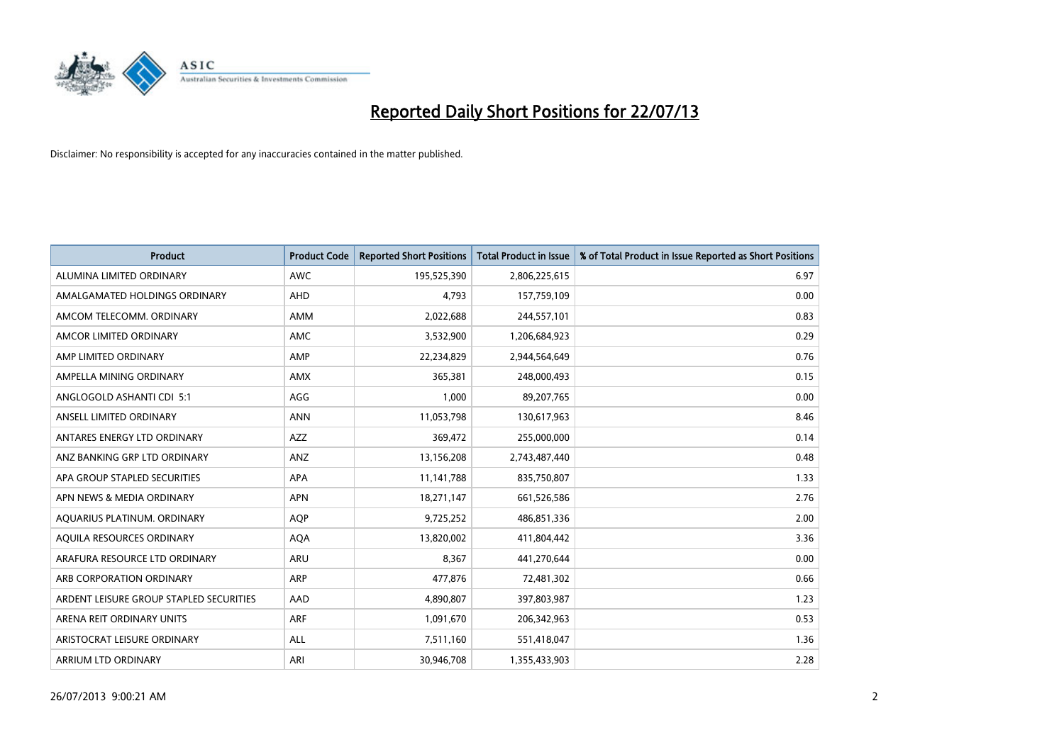# Reported Daily Short Positions for 22/07/13

Disclaimer: No responsibility is accepted for any inaccuracies contained in the matter published.

| Product | Product Code | Reported Short Positions | Total Product in Issue | % of Total Product in Issue Reported as Short Positions |
|---|---|---|---|---|
| ALUMINA LIMITED ORDINARY | AWC | 195,525,390 | 2,806,225,615 | 6.97 |
| AMALGAMATED HOLDINGS ORDINARY | AHD | 4,793 | 157,759,109 | 0.00 |
| AMCOM TELECOMM. ORDINARY | AMM | 2,022,688 | 244,557,101 | 0.83 |
| AMCOR LIMITED ORDINARY | AMC | 3,532,900 | 1,206,684,923 | 0.29 |
| AMP LIMITED ORDINARY | AMP | 22,234,829 | 2,944,564,649 | 0.76 |
| AMPELLA MINING ORDINARY | AMX | 365,381 | 248,000,493 | 0.15 |
| ANGLOGOLD ASHANTI CDI 5:1 | AGG | 1,000 | 89,207,765 | 0.00 |
| ANSELL LIMITED ORDINARY | ANN | 11,053,798 | 130,617,963 | 8.46 |
| ANTARES ENERGY LTD ORDINARY | AZZ | 369,472 | 255,000,000 | 0.14 |
| ANZ BANKING GRP LTD ORDINARY | ANZ | 13,156,208 | 2,743,487,440 | 0.48 |
| APA GROUP STAPLED SECURITIES | APA | 11,141,788 | 835,750,807 | 1.33 |
| APN NEWS & MEDIA ORDINARY | APN | 18,271,147 | 661,526,586 | 2.76 |
| AQUARIUS PLATINUM. ORDINARY | AQP | 9,725,252 | 486,851,336 | 2.00 |
| AQUILA RESOURCES ORDINARY | AQA | 13,820,002 | 411,804,442 | 3.36 |
| ARAFURA RESOURCE LTD ORDINARY | ARU | 8,367 | 441,270,644 | 0.00 |
| ARB CORPORATION ORDINARY | ARP | 477,876 | 72,481,302 | 0.66 |
| ARDENT LEISURE GROUP STAPLED SECURITIES | AAD | 4,890,807 | 397,803,987 | 1.23 |
| ARENA REIT ORDINARY UNITS | ARF | 1,091,670 | 206,342,963 | 0.53 |
| ARISTOCRAT LEISURE ORDINARY | ALL | 7,511,160 | 551,418,047 | 1.36 |
| ARRIUM LTD ORDINARY | ARI | 30,946,708 | 1,355,433,903 | 2.28 |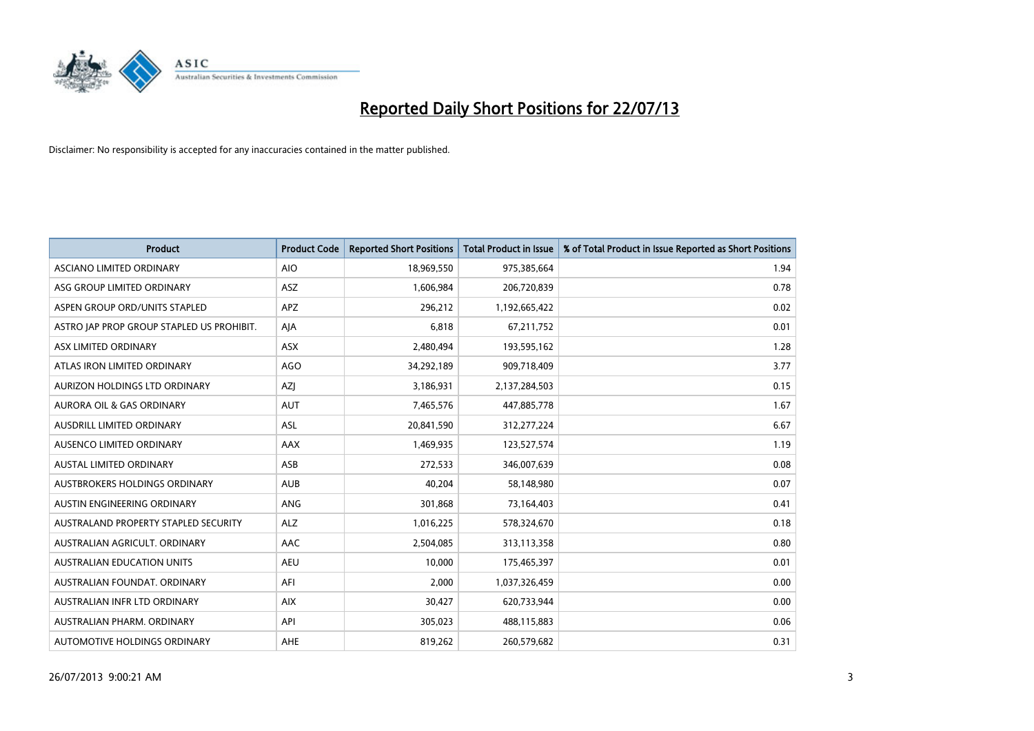# Reported Daily Short Positions for 22/07/13

Disclaimer: No responsibility is accepted for any inaccuracies contained in the matter published.

| Product | Product Code | Reported Short Positions | Total Product in Issue | % of Total Product in Issue Reported as Short Positions |
|---|---|---|---|---|
| ASCIANO LIMITED ORDINARY | AIO | 18,969,550 | 975,385,664 | 1.94 |
| ASG GROUP LIMITED ORDINARY | ASZ | 1,606,984 | 206,720,839 | 0.78 |
| ASPEN GROUP ORD/UNITS STAPLED | APZ | 296,212 | 1,192,665,422 | 0.02 |
| ASTRO JAP PROP GROUP STAPLED US PROHIBIT. | AJA | 6,818 | 67,211,752 | 0.01 |
| ASX LIMITED ORDINARY | ASX | 2,480,494 | 193,595,162 | 1.28 |
| ATLAS IRON LIMITED ORDINARY | AGO | 34,292,189 | 909,718,409 | 3.77 |
| AURIZON HOLDINGS LTD ORDINARY | AZJ | 3,186,931 | 2,137,284,503 | 0.15 |
| AURORA OIL & GAS ORDINARY | AUT | 7,465,576 | 447,885,778 | 1.67 |
| AUSDRILL LIMITED ORDINARY | ASL | 20,841,590 | 312,277,224 | 6.67 |
| AUSENCO LIMITED ORDINARY | AAX | 1,469,935 | 123,527,574 | 1.19 |
| AUSTAL LIMITED ORDINARY | ASB | 272,533 | 346,007,639 | 0.08 |
| AUSTBROKERS HOLDINGS ORDINARY | AUB | 40,204 | 58,148,980 | 0.07 |
| AUSTIN ENGINEERING ORDINARY | ANG | 301,868 | 73,164,403 | 0.41 |
| AUSTRALAND PROPERTY STAPLED SECURITY | ALZ | 1,016,225 | 578,324,670 | 0.18 |
| AUSTRALIAN AGRICULT. ORDINARY | AAC | 2,504,085 | 313,113,358 | 0.80 |
| AUSTRALIAN EDUCATION UNITS | AEU | 10,000 | 175,465,397 | 0.01 |
| AUSTRALIAN FOUNDAT. ORDINARY | AFI | 2,000 | 1,037,326,459 | 0.00 |
| AUSTRALIAN INFR LTD ORDINARY | AIX | 30,427 | 620,733,944 | 0.00 |
| AUSTRALIAN PHARM. ORDINARY | API | 305,023 | 488,115,883 | 0.06 |
| AUTOMOTIVE HOLDINGS ORDINARY | AHE | 819,262 | 260,579,682 | 0.31 |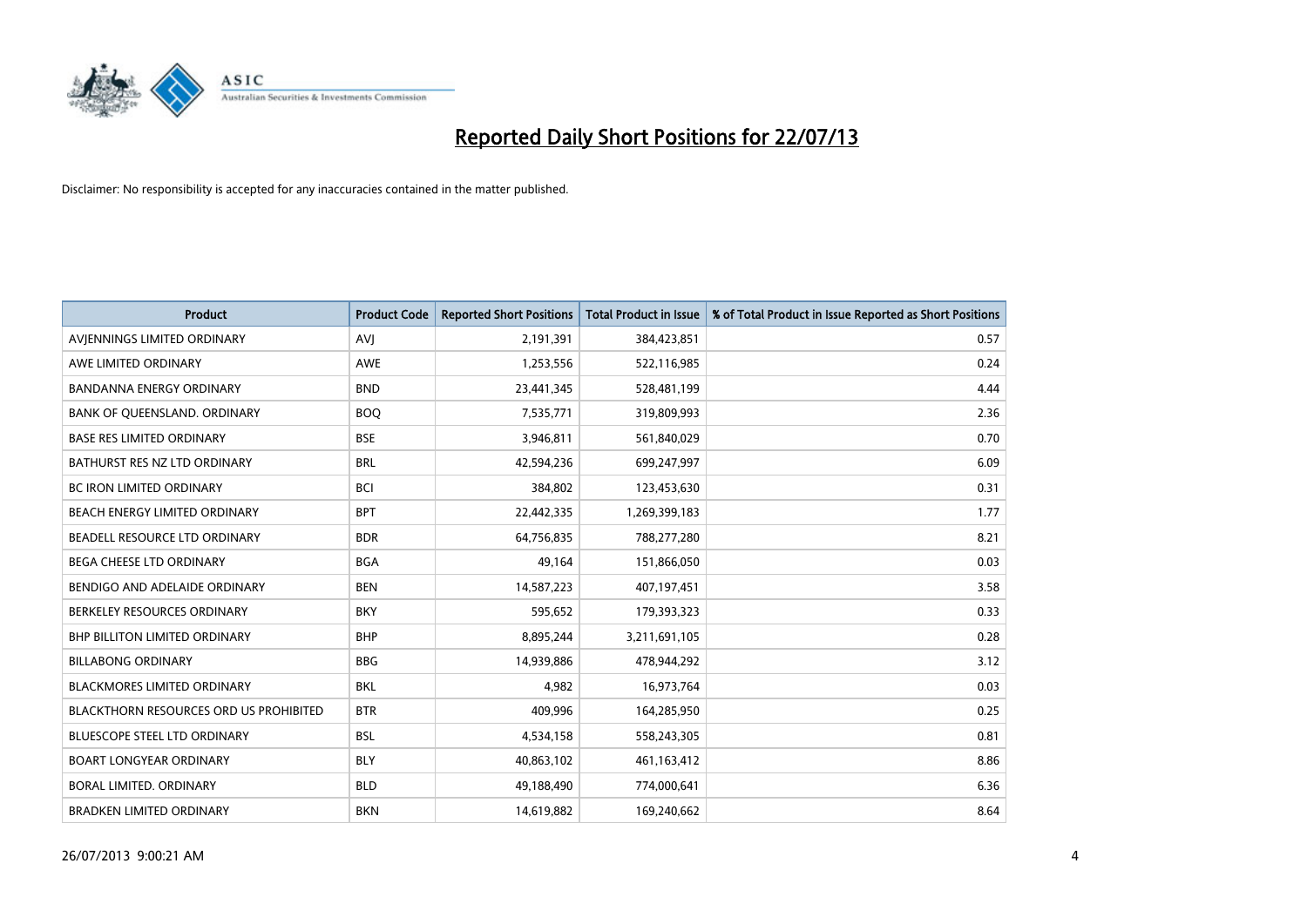# Reported Daily Short Positions for 22/07/13

Disclaimer: No responsibility is accepted for any inaccuracies contained in the matter published.

| Product | Product Code | Reported Short Positions | Total Product in Issue | % of Total Product in Issue Reported as Short Positions |
|---|---|---|---|---|
| AVJENNINGS LIMITED ORDINARY | AVJ | 2,191,391 | 384,423,851 | 0.57 |
| AWE LIMITED ORDINARY | AWE | 1,253,556 | 522,116,985 | 0.24 |
| BANDANNA ENERGY ORDINARY | BND | 23,441,345 | 528,481,199 | 4.44 |
| BANK OF QUEENSLAND. ORDINARY | BOQ | 7,535,771 | 319,809,993 | 2.36 |
| BASE RES LIMITED ORDINARY | BSE | 3,946,811 | 561,840,029 | 0.70 |
| BATHURST RES NZ LTD ORDINARY | BRL | 42,594,236 | 699,247,997 | 6.09 |
| BC IRON LIMITED ORDINARY | BCI | 384,802 | 123,453,630 | 0.31 |
| BEACH ENERGY LIMITED ORDINARY | BPT | 22,442,335 | 1,269,399,183 | 1.77 |
| BEADELL RESOURCE LTD ORDINARY | BDR | 64,756,835 | 788,277,280 | 8.21 |
| BEGA CHEESE LTD ORDINARY | BGA | 49,164 | 151,866,050 | 0.03 |
| BENDIGO AND ADELAIDE ORDINARY | BEN | 14,587,223 | 407,197,451 | 3.58 |
| BERKELEY RESOURCES ORDINARY | BKY | 595,652 | 179,393,323 | 0.33 |
| BHP BILLITON LIMITED ORDINARY | BHP | 8,895,244 | 3,211,691,105 | 0.28 |
| BILLABONG ORDINARY | BBG | 14,939,886 | 478,944,292 | 3.12 |
| BLACKMORES LIMITED ORDINARY | BKL | 4,982 | 16,973,764 | 0.03 |
| BLACKTHORN RESOURCES ORD US PROHIBITED | BTR | 409,996 | 164,285,950 | 0.25 |
| BLUESCOPE STEEL LTD ORDINARY | BSL | 4,534,158 | 558,243,305 | 0.81 |
| BOART LONGYEAR ORDINARY | BLY | 40,863,102 | 461,163,412 | 8.86 |
| BORAL LIMITED. ORDINARY | BLD | 49,188,490 | 774,000,641 | 6.36 |
| BRADKEN LIMITED ORDINARY | BKN | 14,619,882 | 169,240,662 | 8.64 |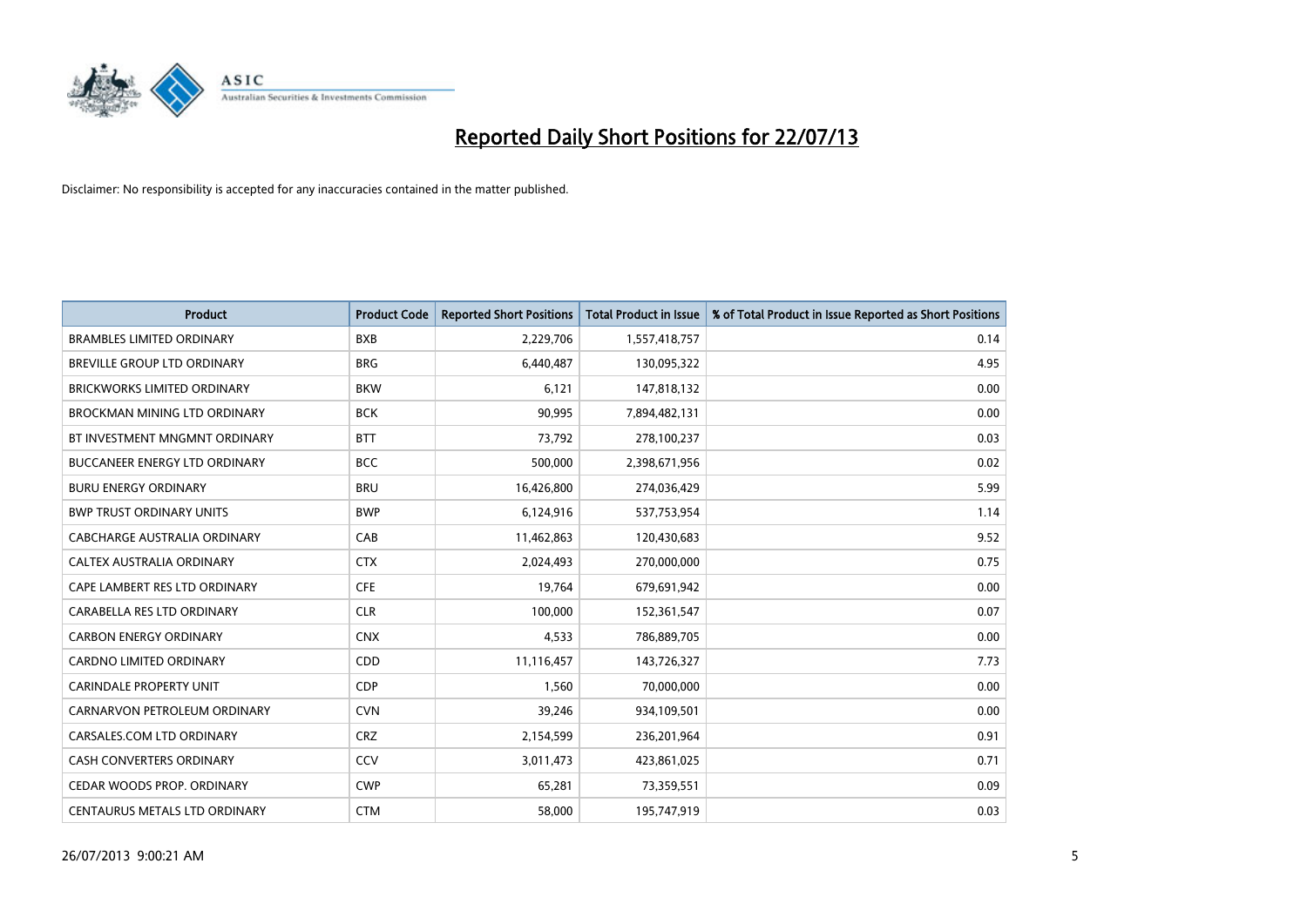# Reported Daily Short Positions for 22/07/13

Disclaimer: No responsibility is accepted for any inaccuracies contained in the matter published.

| Product | Product Code | Reported Short Positions | Total Product in Issue | % of Total Product in Issue Reported as Short Positions |
|---|---|---|---|---|
| BRAMBLES LIMITED ORDINARY | BXB | 2,229,706 | 1,557,418,757 | 0.14 |
| BREVILLE GROUP LTD ORDINARY | BRG | 6,440,487 | 130,095,322 | 4.95 |
| BRICKWORKS LIMITED ORDINARY | BKW | 6,121 | 147,818,132 | 0.00 |
| BROCKMAN MINING LTD ORDINARY | BCK | 90,995 | 7,894,482,131 | 0.00 |
| BT INVESTMENT MNGMNT ORDINARY | BTT | 73,792 | 278,100,237 | 0.03 |
| BUCCANEER ENERGY LTD ORDINARY | BCC | 500,000 | 2,398,671,956 | 0.02 |
| BURU ENERGY ORDINARY | BRU | 16,426,800 | 274,036,429 | 5.99 |
| BWP TRUST ORDINARY UNITS | BWP | 6,124,916 | 537,753,954 | 1.14 |
| CABCHARGE AUSTRALIA ORDINARY | CAB | 11,462,863 | 120,430,683 | 9.52 |
| CALTEX AUSTRALIA ORDINARY | CTX | 2,024,493 | 270,000,000 | 0.75 |
| CAPE LAMBERT RES LTD ORDINARY | CFE | 19,764 | 679,691,942 | 0.00 |
| CARABELLA RES LTD ORDINARY | CLR | 100,000 | 152,361,547 | 0.07 |
| CARBON ENERGY ORDINARY | CNX | 4,533 | 786,889,705 | 0.00 |
| CARDNO LIMITED ORDINARY | CDD | 11,116,457 | 143,726,327 | 7.73 |
| CARINDALE PROPERTY UNIT | CDP | 1,560 | 70,000,000 | 0.00 |
| CARNARVON PETROLEUM ORDINARY | CVN | 39,246 | 934,109,501 | 0.00 |
| CARSALES.COM LTD ORDINARY | CRZ | 2,154,599 | 236,201,964 | 0.91 |
| CASH CONVERTERS ORDINARY | CCV | 3,011,473 | 423,861,025 | 0.71 |
| CEDAR WOODS PROP. ORDINARY | CWP | 65,281 | 73,359,551 | 0.09 |
| CENTAURUS METALS LTD ORDINARY | CTM | 58,000 | 195,747,919 | 0.03 |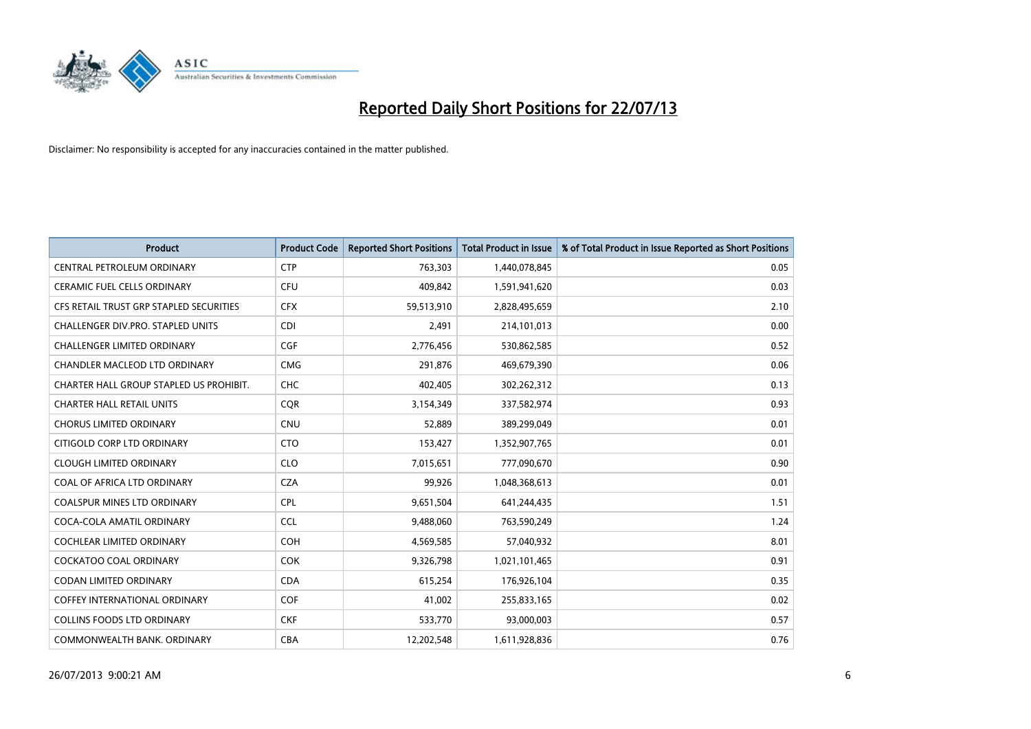# Reported Daily Short Positions for 22/07/13

Disclaimer: No responsibility is accepted for any inaccuracies contained in the matter published.

| Product | Product Code | Reported Short Positions | Total Product in Issue | % of Total Product in Issue Reported as Short Positions |
| --- | --- | --- | --- | --- |
| CENTRAL PETROLEUM ORDINARY | CTP | 763,303 | 1,440,078,845 | 0.05 |
| CERAMIC FUEL CELLS ORDINARY | CFU | 409,842 | 1,591,941,620 | 0.03 |
| CFS RETAIL TRUST GRP STAPLED SECURITIES | CFX | 59,513,910 | 2,828,495,659 | 2.10 |
| CHALLENGER DIV.PRO. STAPLED UNITS | CDI | 2,491 | 214,101,013 | 0.00 |
| CHALLENGER LIMITED ORDINARY | CGF | 2,776,456 | 530,862,585 | 0.52 |
| CHANDLER MACLEOD LTD ORDINARY | CMG | 291,876 | 469,679,390 | 0.06 |
| CHARTER HALL GROUP STAPLED US PROHIBIT. | CHC | 402,405 | 302,262,312 | 0.13 |
| CHARTER HALL RETAIL UNITS | CQR | 3,154,349 | 337,582,974 | 0.93 |
| CHORUS LIMITED ORDINARY | CNU | 52,889 | 389,299,049 | 0.01 |
| CITIGOLD CORP LTD ORDINARY | CTO | 153,427 | 1,352,907,765 | 0.01 |
| CLOUGH LIMITED ORDINARY | CLO | 7,015,651 | 777,090,670 | 0.90 |
| COAL OF AFRICA LTD ORDINARY | CZA | 99,926 | 1,048,368,613 | 0.01 |
| COALSPUR MINES LTD ORDINARY | CPL | 9,651,504 | 641,244,435 | 1.51 |
| COCA-COLA AMATIL ORDINARY | CCL | 9,488,060 | 763,590,249 | 1.24 |
| COCHLEAR LIMITED ORDINARY | COH | 4,569,585 | 57,040,932 | 8.01 |
| COCKATOO COAL ORDINARY | COK | 9,326,798 | 1,021,101,465 | 0.91 |
| CODAN LIMITED ORDINARY | CDA | 615,254 | 176,926,104 | 0.35 |
| COFFEY INTERNATIONAL ORDINARY | COF | 41,002 | 255,833,165 | 0.02 |
| COLLINS FOODS LTD ORDINARY | CKF | 533,770 | 93,000,003 | 0.57 |
| COMMONWEALTH BANK. ORDINARY | CBA | 12,202,548 | 1,611,928,836 | 0.76 |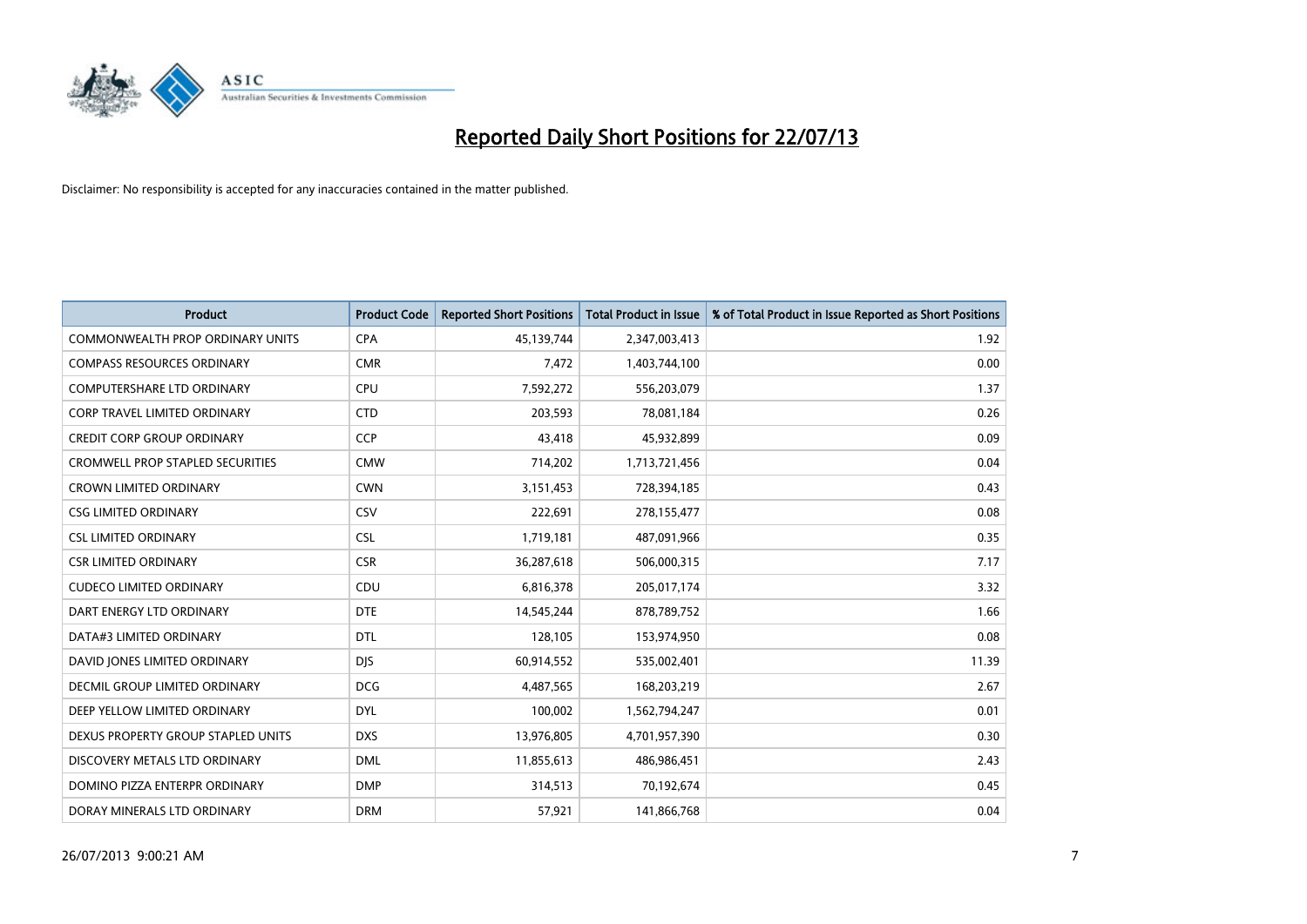# Reported Daily Short Positions for 22/07/13

Disclaimer: No responsibility is accepted for any inaccuracies contained in the matter published.

| Product | Product Code | Reported Short Positions | Total Product in Issue | % of Total Product in Issue Reported as Short Positions |
|---|---|---|---|---|
| COMMONWEALTH PROP ORDINARY UNITS | CPA | 45,139,744 | 2,347,003,413 | 1.92 |
| COMPASS RESOURCES ORDINARY | CMR | 7,472 | 1,403,744,100 | 0.00 |
| COMPUTERSHARE LTD ORDINARY | CPU | 7,592,272 | 556,203,079 | 1.37 |
| CORP TRAVEL LIMITED ORDINARY | CTD | 203,593 | 78,081,184 | 0.26 |
| CREDIT CORP GROUP ORDINARY | CCP | 43,418 | 45,932,899 | 0.09 |
| CROMWELL PROP STAPLED SECURITIES | CMW | 714,202 | 1,713,721,456 | 0.04 |
| CROWN LIMITED ORDINARY | CWN | 3,151,453 | 728,394,185 | 0.43 |
| CSG LIMITED ORDINARY | CSV | 222,691 | 278,155,477 | 0.08 |
| CSL LIMITED ORDINARY | CSL | 1,719,181 | 487,091,966 | 0.35 |
| CSR LIMITED ORDINARY | CSR | 36,287,618 | 506,000,315 | 7.17 |
| CUDECO LIMITED ORDINARY | CDU | 6,816,378 | 205,017,174 | 3.32 |
| DART ENERGY LTD ORDINARY | DTE | 14,545,244 | 878,789,752 | 1.66 |
| DATA#3 LIMITED ORDINARY | DTL | 128,105 | 153,974,950 | 0.08 |
| DAVID JONES LIMITED ORDINARY | DJS | 60,914,552 | 535,002,401 | 11.39 |
| DECMIL GROUP LIMITED ORDINARY | DCG | 4,487,565 | 168,203,219 | 2.67 |
| DEEP YELLOW LIMITED ORDINARY | DYL | 100,002 | 1,562,794,247 | 0.01 |
| DEXUS PROPERTY GROUP STAPLED UNITS | DXS | 13,976,805 | 4,701,957,390 | 0.30 |
| DISCOVERY METALS LTD ORDINARY | DML | 11,855,613 | 486,986,451 | 2.43 |
| DOMINO PIZZA ENTERPR ORDINARY | DMP | 314,513 | 70,192,674 | 0.45 |
| DORAY MINERALS LTD ORDINARY | DRM | 57,921 | 141,866,768 | 0.04 |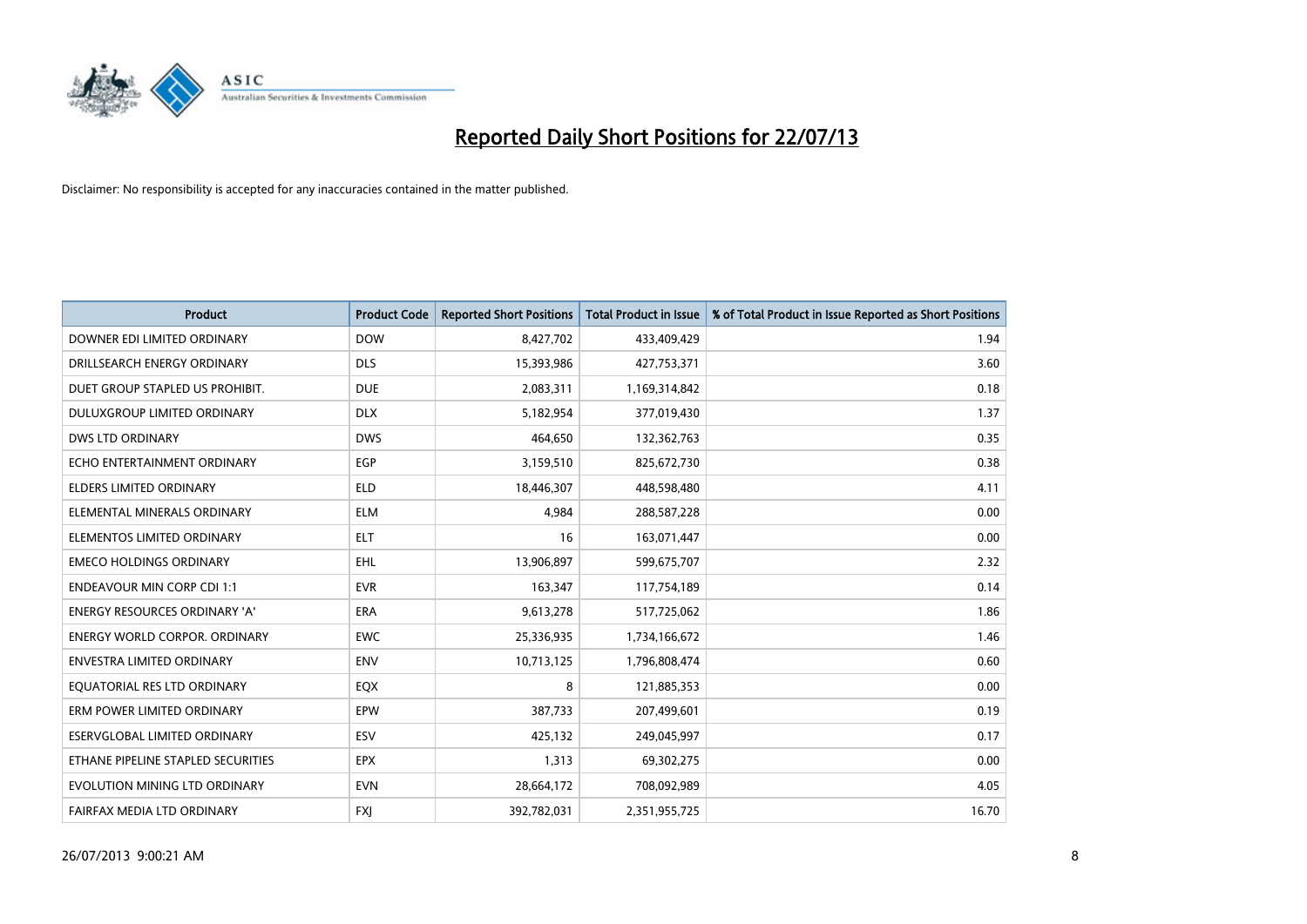# Reported Daily Short Positions for 22/07/13

Disclaimer: No responsibility is accepted for any inaccuracies contained in the matter published.

| Product | Product Code | Reported Short Positions | Total Product in Issue | % of Total Product in Issue Reported as Short Positions |
|---|---|---|---|---|
| DOWNER EDI LIMITED ORDINARY | DOW | 8,427,702 | 433,409,429 | 1.94 |
| DRILLSEARCH ENERGY ORDINARY | DLS | 15,393,986 | 427,753,371 | 3.60 |
| DUET GROUP STAPLED US PROHIBIT. | DUE | 2,083,311 | 1,169,314,842 | 0.18 |
| DULUXGROUP LIMITED ORDINARY | DLX | 5,182,954 | 377,019,430 | 1.37 |
| DWS LTD ORDINARY | DWS | 464,650 | 132,362,763 | 0.35 |
| ECHO ENTERTAINMENT ORDINARY | EGP | 3,159,510 | 825,672,730 | 0.38 |
| ELDERS LIMITED ORDINARY | ELD | 18,446,307 | 448,598,480 | 4.11 |
| ELEMENTAL MINERALS ORDINARY | ELM | 4,984 | 288,587,228 | 0.00 |
| ELEMENTOS LIMITED ORDINARY | ELT | 16 | 163,071,447 | 0.00 |
| EMECO HOLDINGS ORDINARY | EHL | 13,906,897 | 599,675,707 | 2.32 |
| ENDEAVOUR MIN CORP CDI 1:1 | EVR | 163,347 | 117,754,189 | 0.14 |
| ENERGY RESOURCES ORDINARY 'A' | ERA | 9,613,278 | 517,725,062 | 1.86 |
| ENERGY WORLD CORPOR. ORDINARY | EWC | 25,336,935 | 1,734,166,672 | 1.46 |
| ENVESTRA LIMITED ORDINARY | ENV | 10,713,125 | 1,796,808,474 | 0.60 |
| EQUATORIAL RES LTD ORDINARY | EQX | 8 | 121,885,353 | 0.00 |
| ERM POWER LIMITED ORDINARY | EPW | 387,733 | 207,499,601 | 0.19 |
| ESERVGLOBAL LIMITED ORDINARY | ESV | 425,132 | 249,045,997 | 0.17 |
| ETHANE PIPELINE STAPLED SECURITIES | EPX | 1,313 | 69,302,275 | 0.00 |
| EVOLUTION MINING LTD ORDINARY | EVN | 28,664,172 | 708,092,989 | 4.05 |
| FAIRFAX MEDIA LTD ORDINARY | FXJ | 392,782,031 | 2,351,955,725 | 16.70 |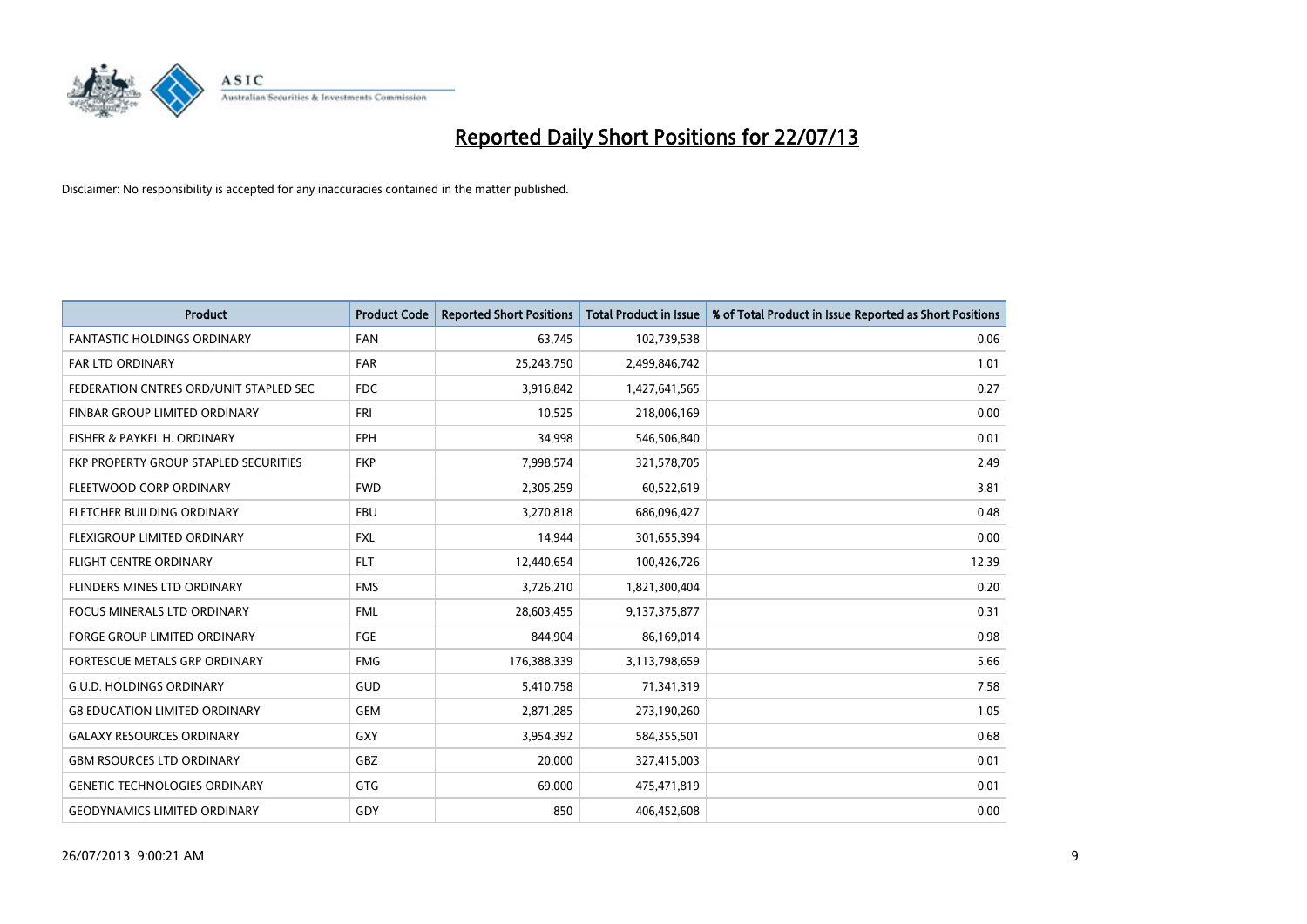# Reported Daily Short Positions for 22/07/13

Disclaimer: No responsibility is accepted for any inaccuracies contained in the matter published.

| Product | Product Code | Reported Short Positions | Total Product in Issue | % of Total Product in Issue Reported as Short Positions |
|---|---|---|---|---|
| FANTASTIC HOLDINGS ORDINARY | FAN | 63,745 | 102,739,538 | 0.06 |
| FAR LTD ORDINARY | FAR | 25,243,750 | 2,499,846,742 | 1.01 |
| FEDERATION CNTRES ORD/UNIT STAPLED SEC | FDC | 3,916,842 | 1,427,641,565 | 0.27 |
| FINBAR GROUP LIMITED ORDINARY | FRI | 10,525 | 218,006,169 | 0.00 |
| FISHER & PAYKEL H. ORDINARY | FPH | 34,998 | 546,506,840 | 0.01 |
| FKP PROPERTY GROUP STAPLED SECURITIES | FKP | 7,998,574 | 321,578,705 | 2.49 |
| FLEETWOOD CORP ORDINARY | FWD | 2,305,259 | 60,522,619 | 3.81 |
| FLETCHER BUILDING ORDINARY | FBU | 3,270,818 | 686,096,427 | 0.48 |
| FLEXIGROUP LIMITED ORDINARY | FXL | 14,944 | 301,655,394 | 0.00 |
| FLIGHT CENTRE ORDINARY | FLT | 12,440,654 | 100,426,726 | 12.39 |
| FLINDERS MINES LTD ORDINARY | FMS | 3,726,210 | 1,821,300,404 | 0.20 |
| FOCUS MINERALS LTD ORDINARY | FML | 28,603,455 | 9,137,375,877 | 0.31 |
| FORGE GROUP LIMITED ORDINARY | FGE | 844,904 | 86,169,014 | 0.98 |
| FORTESCUE METALS GRP ORDINARY | FMG | 176,388,339 | 3,113,798,659 | 5.66 |
| G.U.D. HOLDINGS ORDINARY | GUD | 5,410,758 | 71,341,319 | 7.58 |
| G8 EDUCATION LIMITED ORDINARY | GEM | 2,871,285 | 273,190,260 | 1.05 |
| GALAXY RESOURCES ORDINARY | GXY | 3,954,392 | 584,355,501 | 0.68 |
| GBM RSOURCES LTD ORDINARY | GBZ | 20,000 | 327,415,003 | 0.01 |
| GENETIC TECHNOLOGIES ORDINARY | GTG | 69,000 | 475,471,819 | 0.01 |
| GEODYNAMICS LIMITED ORDINARY | GDY | 850 | 406,452,608 | 0.00 |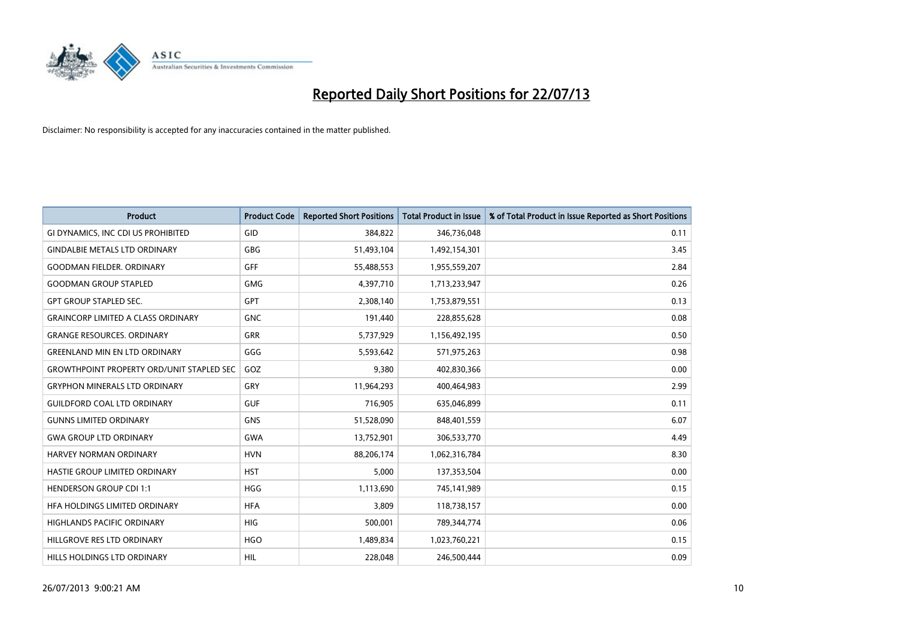# Reported Daily Short Positions for 22/07/13

Disclaimer: No responsibility is accepted for any inaccuracies contained in the matter published.

| Product | Product Code | Reported Short Positions | Total Product in Issue | % of Total Product in Issue Reported as Short Positions |
|---|---|---|---|---|
| GI DYNAMICS, INC CDI US PROHIBITED | GID | 384,822 | 346,736,048 | 0.11 |
| GINDALBIE METALS LTD ORDINARY | GBG | 51,493,104 | 1,492,154,301 | 3.45 |
| GOODMAN FIELDER. ORDINARY | GFF | 55,488,553 | 1,955,559,207 | 2.84 |
| GOODMAN GROUP STAPLED | GMG | 4,397,710 | 1,713,233,947 | 0.26 |
| GPT GROUP STAPLED SEC. | GPT | 2,308,140 | 1,753,879,551 | 0.13 |
| GRAINCORP LIMITED A CLASS ORDINARY | GNC | 191,440 | 228,855,628 | 0.08 |
| GRANGE RESOURCES. ORDINARY | GRR | 5,737,929 | 1,156,492,195 | 0.50 |
| GREENLAND MIN EN LTD ORDINARY | GGG | 5,593,642 | 571,975,263 | 0.98 |
| GROWTHPOINT PROPERTY ORD/UNIT STAPLED SEC | GOZ | 9,380 | 402,830,366 | 0.00 |
| GRYPHON MINERALS LTD ORDINARY | GRY | 11,964,293 | 400,464,983 | 2.99 |
| GUILDFORD COAL LTD ORDINARY | GUF | 716,905 | 635,046,899 | 0.11 |
| GUNNS LIMITED ORDINARY | GNS | 51,528,090 | 848,401,559 | 6.07 |
| GWA GROUP LTD ORDINARY | GWA | 13,752,901 | 306,533,770 | 4.49 |
| HARVEY NORMAN ORDINARY | HVN | 88,206,174 | 1,062,316,784 | 8.30 |
| HASTIE GROUP LIMITED ORDINARY | HST | 5,000 | 137,353,504 | 0.00 |
| HENDERSON GROUP CDI 1:1 | HGG | 1,113,690 | 745,141,989 | 0.15 |
| HFA HOLDINGS LIMITED ORDINARY | HFA | 3,809 | 118,738,157 | 0.00 |
| HIGHLANDS PACIFIC ORDINARY | HIG | 500,001 | 789,344,774 | 0.06 |
| HILLGROVE RES LTD ORDINARY | HGO | 1,489,834 | 1,023,760,221 | 0.15 |
| HILLS HOLDINGS LTD ORDINARY | HIL | 228,048 | 246,500,444 | 0.09 |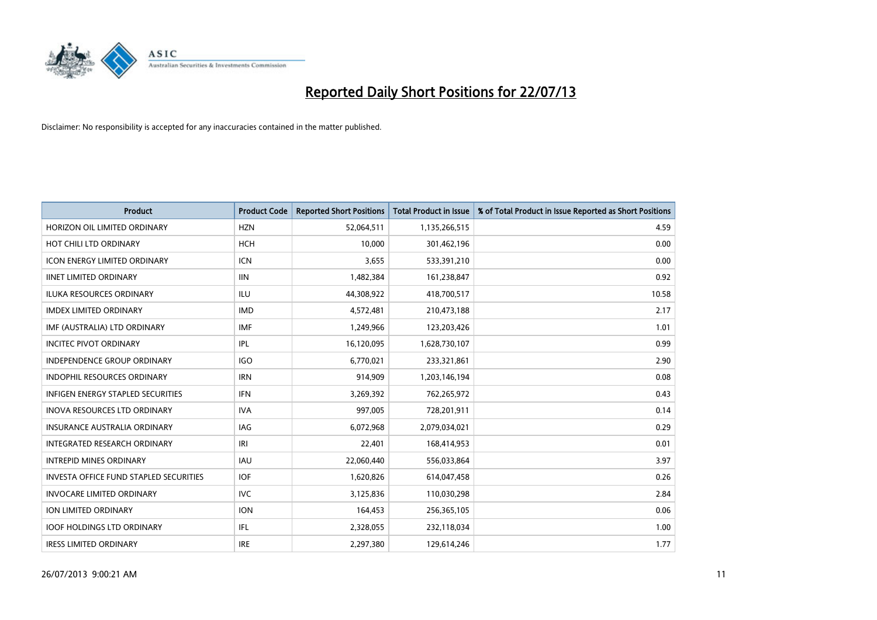# Reported Daily Short Positions for 22/07/13

Disclaimer: No responsibility is accepted for any inaccuracies contained in the matter published.

| Product | Product Code | Reported Short Positions | Total Product in Issue | % of Total Product in Issue Reported as Short Positions |
|---|---|---|---|---|
| HORIZON OIL LIMITED ORDINARY | HZN | 52,064,511 | 1,135,266,515 | 4.59 |
| HOT CHILI LTD ORDINARY | HCH | 10,000 | 301,462,196 | 0.00 |
| ICON ENERGY LIMITED ORDINARY | ICN | 3,655 | 533,391,210 | 0.00 |
| IINET LIMITED ORDINARY | IIN | 1,482,384 | 161,238,847 | 0.92 |
| ILUKA RESOURCES ORDINARY | ILU | 44,308,922 | 418,700,517 | 10.58 |
| IMDEX LIMITED ORDINARY | IMD | 4,572,481 | 210,473,188 | 2.17 |
| IMF (AUSTRALIA) LTD ORDINARY | IMF | 1,249,966 | 123,203,426 | 1.01 |
| INCITEC PIVOT ORDINARY | IPL | 16,120,095 | 1,628,730,107 | 0.99 |
| INDEPENDENCE GROUP ORDINARY | IGO | 6,770,021 | 233,321,861 | 2.90 |
| INDOPHIL RESOURCES ORDINARY | IRN | 914,909 | 1,203,146,194 | 0.08 |
| INFIGEN ENERGY STAPLED SECURITIES | IFN | 3,269,392 | 762,265,972 | 0.43 |
| INOVA RESOURCES LTD ORDINARY | IVA | 997,005 | 728,201,911 | 0.14 |
| INSURANCE AUSTRALIA ORDINARY | IAG | 6,072,968 | 2,079,034,021 | 0.29 |
| INTEGRATED RESEARCH ORDINARY | IRI | 22,401 | 168,414,953 | 0.01 |
| INTREPID MINES ORDINARY | IAU | 22,060,440 | 556,033,864 | 3.97 |
| INVESTA OFFICE FUND STAPLED SECURITIES | IOF | 1,620,826 | 614,047,458 | 0.26 |
| INVOCARE LIMITED ORDINARY | IVC | 3,125,836 | 110,030,298 | 2.84 |
| ION LIMITED ORDINARY | ION | 164,453 | 256,365,105 | 0.06 |
| IOOF HOLDINGS LTD ORDINARY | IFL | 2,328,055 | 232,118,034 | 1.00 |
| IRESS LIMITED ORDINARY | IRE | 2,297,380 | 129,614,246 | 1.77 |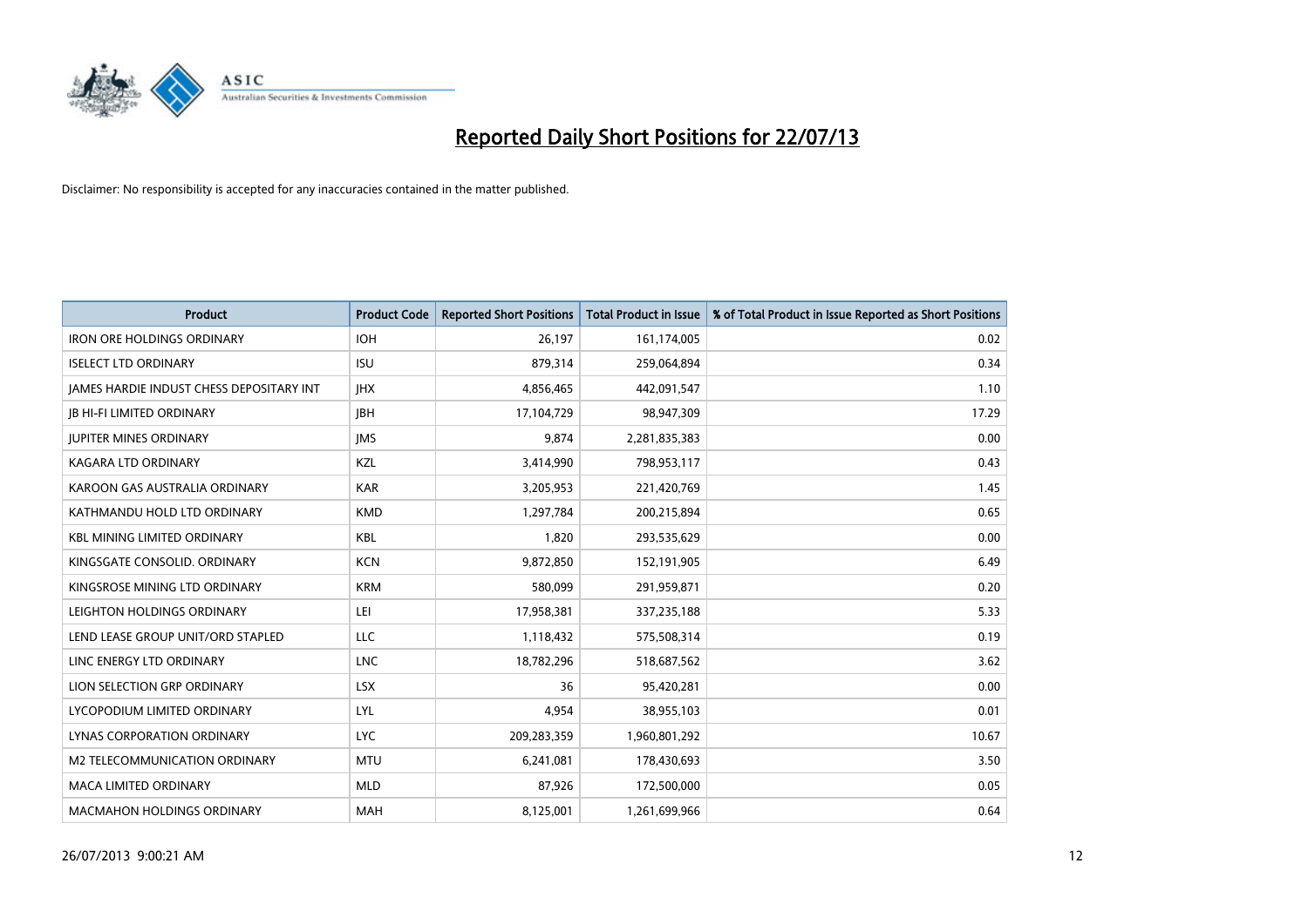# Reported Daily Short Positions for 22/07/13

Disclaimer: No responsibility is accepted for any inaccuracies contained in the matter published.

| Product | Product Code | Reported Short Positions | Total Product in Issue | % of Total Product in Issue Reported as Short Positions |
|---|---|---|---|---|
| IRON ORE HOLDINGS ORDINARY | IOH | 26,197 | 161,174,005 | 0.02 |
| ISELECT LTD ORDINARY | ISU | 879,314 | 259,064,894 | 0.34 |
| JAMES HARDIE INDUST CHESS DEPOSITARY INT | JHX | 4,856,465 | 442,091,547 | 1.10 |
| JB HI-FI LIMITED ORDINARY | JBH | 17,104,729 | 98,947,309 | 17.29 |
| JUPITER MINES ORDINARY | JMS | 9,874 | 2,281,835,383 | 0.00 |
| KAGARA LTD ORDINARY | KZL | 3,414,990 | 798,953,117 | 0.43 |
| KAROON GAS AUSTRALIA ORDINARY | KAR | 3,205,953 | 221,420,769 | 1.45 |
| KATHMANDU HOLD LTD ORDINARY | KMD | 1,297,784 | 200,215,894 | 0.65 |
| KBL MINING LIMITED ORDINARY | KBL | 1,820 | 293,535,629 | 0.00 |
| KINGSGATE CONSOLID. ORDINARY | KCN | 9,872,850 | 152,191,905 | 6.49 |
| KINGSROSE MINING LTD ORDINARY | KRM | 580,099 | 291,959,871 | 0.20 |
| LEIGHTON HOLDINGS ORDINARY | LEI | 17,958,381 | 337,235,188 | 5.33 |
| LEND LEASE GROUP UNIT/ORD STAPLED | LLC | 1,118,432 | 575,508,314 | 0.19 |
| LINC ENERGY LTD ORDINARY | LNC | 18,782,296 | 518,687,562 | 3.62 |
| LION SELECTION GRP ORDINARY | LSX | 36 | 95,420,281 | 0.00 |
| LYCOPODIUM LIMITED ORDINARY | LYL | 4,954 | 38,955,103 | 0.01 |
| LYNAS CORPORATION ORDINARY | LYC | 209,283,359 | 1,960,801,292 | 10.67 |
| M2 TELECOMMUNICATION ORDINARY | MTU | 6,241,081 | 178,430,693 | 3.50 |
| MACA LIMITED ORDINARY | MLD | 87,926 | 172,500,000 | 0.05 |
| MACMAHON HOLDINGS ORDINARY | MAH | 8,125,001 | 1,261,699,966 | 0.64 |

26/07/2013 9:00:21 AM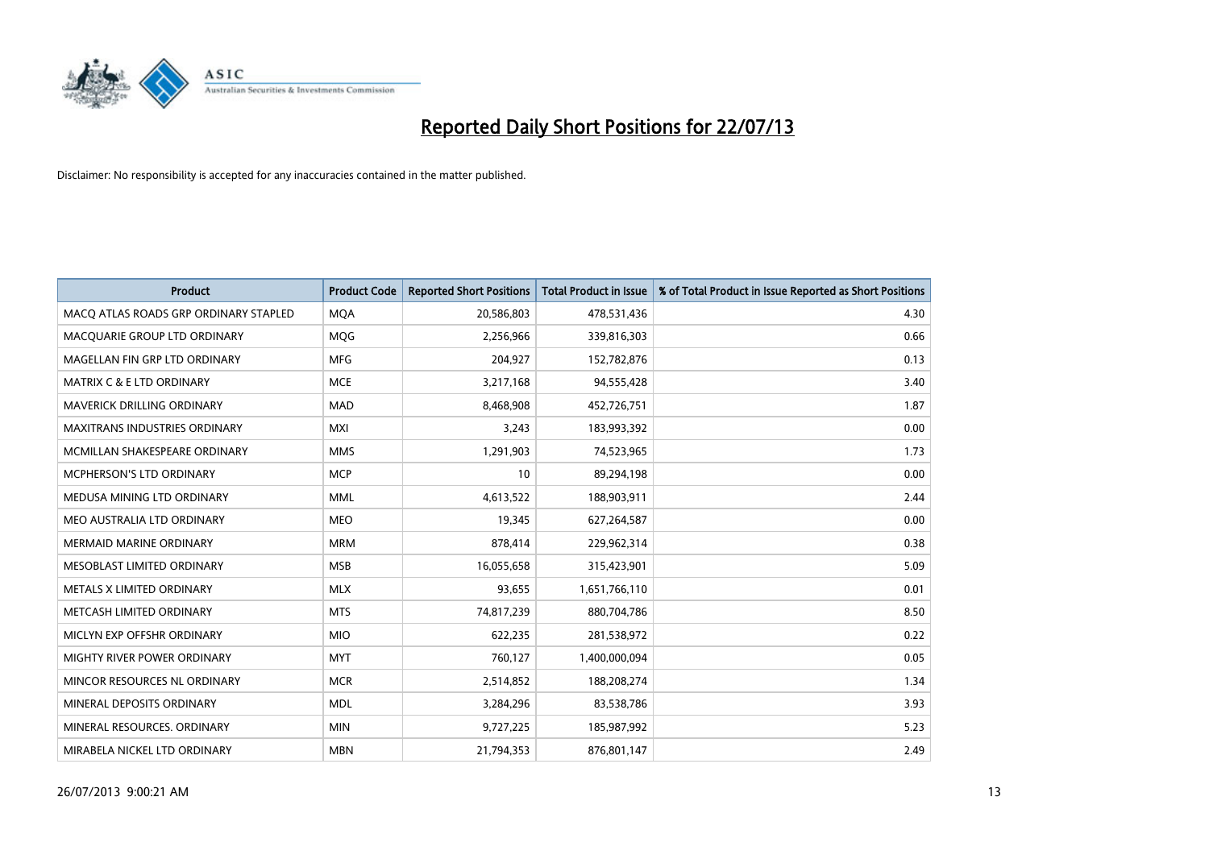# Reported Daily Short Positions for 22/07/13

Disclaimer: No responsibility is accepted for any inaccuracies contained in the matter published.

| Product | Product Code | Reported Short Positions | Total Product in Issue | % of Total Product in Issue Reported as Short Positions |
|---|---|---|---|---|
| MACQ ATLAS ROADS GRP ORDINARY STAPLED | MQA | 20,586,803 | 478,531,436 | 4.30 |
| MACQUARIE GROUP LTD ORDINARY | MQG | 2,256,966 | 339,816,303 | 0.66 |
| MAGELLAN FIN GRP LTD ORDINARY | MFG | 204,927 | 152,782,876 | 0.13 |
| MATRIX C & E LTD ORDINARY | MCE | 3,217,168 | 94,555,428 | 3.40 |
| MAVERICK DRILLING ORDINARY | MAD | 8,468,908 | 452,726,751 | 1.87 |
| MAXITRANS INDUSTRIES ORDINARY | MXI | 3,243 | 183,993,392 | 0.00 |
| MCMILLAN SHAKESPEARE ORDINARY | MMS | 1,291,903 | 74,523,965 | 1.73 |
| MCPHERSON'S LTD ORDINARY | MCP | 10 | 89,294,198 | 0.00 |
| MEDUSA MINING LTD ORDINARY | MML | 4,613,522 | 188,903,911 | 2.44 |
| MEO AUSTRALIA LTD ORDINARY | MEO | 19,345 | 627,264,587 | 0.00 |
| MERMAID MARINE ORDINARY | MRM | 878,414 | 229,962,314 | 0.38 |
| MESOBLAST LIMITED ORDINARY | MSB | 16,055,658 | 315,423,901 | 5.09 |
| METALS X LIMITED ORDINARY | MLX | 93,655 | 1,651,766,110 | 0.01 |
| METCASH LIMITED ORDINARY | MTS | 74,817,239 | 880,704,786 | 8.50 |
| MICLYN EXP OFFSHR ORDINARY | MIO | 622,235 | 281,538,972 | 0.22 |
| MIGHTY RIVER POWER ORDINARY | MYT | 760,127 | 1,400,000,094 | 0.05 |
| MINCOR RESOURCES NL ORDINARY | MCR | 2,514,852 | 188,208,274 | 1.34 |
| MINERAL DEPOSITS ORDINARY | MDL | 3,284,296 | 83,538,786 | 3.93 |
| MINERAL RESOURCES. ORDINARY | MIN | 9,727,225 | 185,987,992 | 5.23 |
| MIRABELA NICKEL LTD ORDINARY | MBN | 21,794,353 | 876,801,147 | 2.49 |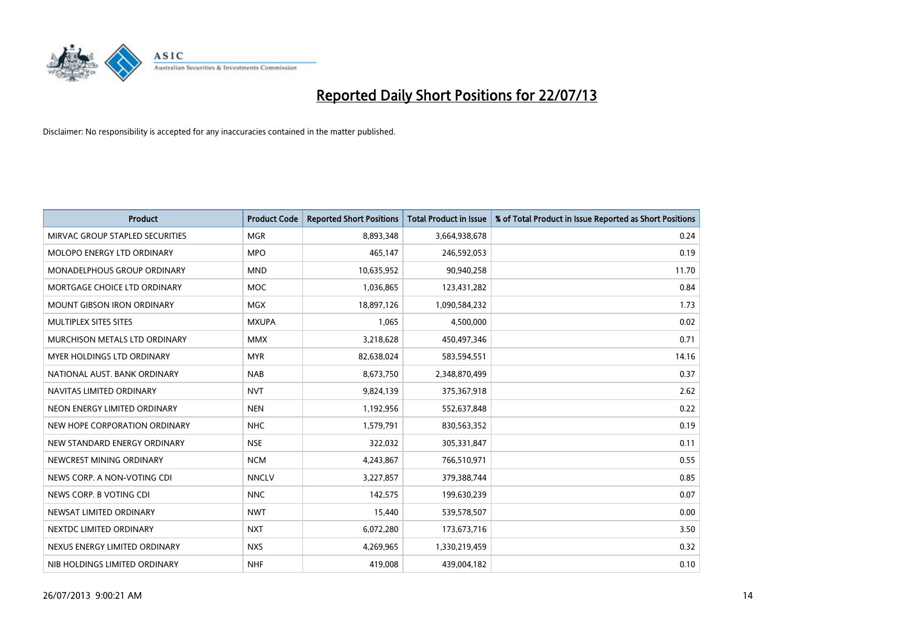# Reported Daily Short Positions for 22/07/13

Disclaimer: No responsibility is accepted for any inaccuracies contained in the matter published.

| Product | Product Code | Reported Short Positions | Total Product in Issue | % of Total Product in Issue Reported as Short Positions |
|---|---|---|---|---|
| MIRVAC GROUP STAPLED SECURITIES | MGR | 8,893,348 | 3,664,938,678 | 0.24 |
| MOLOPO ENERGY LTD ORDINARY | MPO | 465,147 | 246,592,053 | 0.19 |
| MONADELPHOUS GROUP ORDINARY | MND | 10,635,952 | 90,940,258 | 11.70 |
| MORTGAGE CHOICE LTD ORDINARY | MOC | 1,036,865 | 123,431,282 | 0.84 |
| MOUNT GIBSON IRON ORDINARY | MGX | 18,897,126 | 1,090,584,232 | 1.73 |
| MULTIPLEX SITES SITES | MXUPA | 1,065 | 4,500,000 | 0.02 |
| MURCHISON METALS LTD ORDINARY | MMX | 3,218,628 | 450,497,346 | 0.71 |
| MYER HOLDINGS LTD ORDINARY | MYR | 82,638,024 | 583,594,551 | 14.16 |
| NATIONAL AUST. BANK ORDINARY | NAB | 8,673,750 | 2,348,870,499 | 0.37 |
| NAVITAS LIMITED ORDINARY | NVT | 9,824,139 | 375,367,918 | 2.62 |
| NEON ENERGY LIMITED ORDINARY | NEN | 1,192,956 | 552,637,848 | 0.22 |
| NEW HOPE CORPORATION ORDINARY | NHC | 1,579,791 | 830,563,352 | 0.19 |
| NEW STANDARD ENERGY ORDINARY | NSE | 322,032 | 305,331,847 | 0.11 |
| NEWCREST MINING ORDINARY | NCM | 4,243,867 | 766,510,971 | 0.55 |
| NEWS CORP. A NON-VOTING CDI | NNCLV | 3,227,857 | 379,388,744 | 0.85 |
| NEWS CORP. B VOTING CDI | NNC | 142,575 | 199,630,239 | 0.07 |
| NEWSAT LIMITED ORDINARY | NWT | 15,440 | 539,578,507 | 0.00 |
| NEXTDC LIMITED ORDINARY | NXT | 6,072,280 | 173,673,716 | 3.50 |
| NEXUS ENERGY LIMITED ORDINARY | NXS | 4,269,965 | 1,330,219,459 | 0.32 |
| NIB HOLDINGS LIMITED ORDINARY | NHF | 419,008 | 439,004,182 | 0.10 |

26/07/2013 9:00:21 AM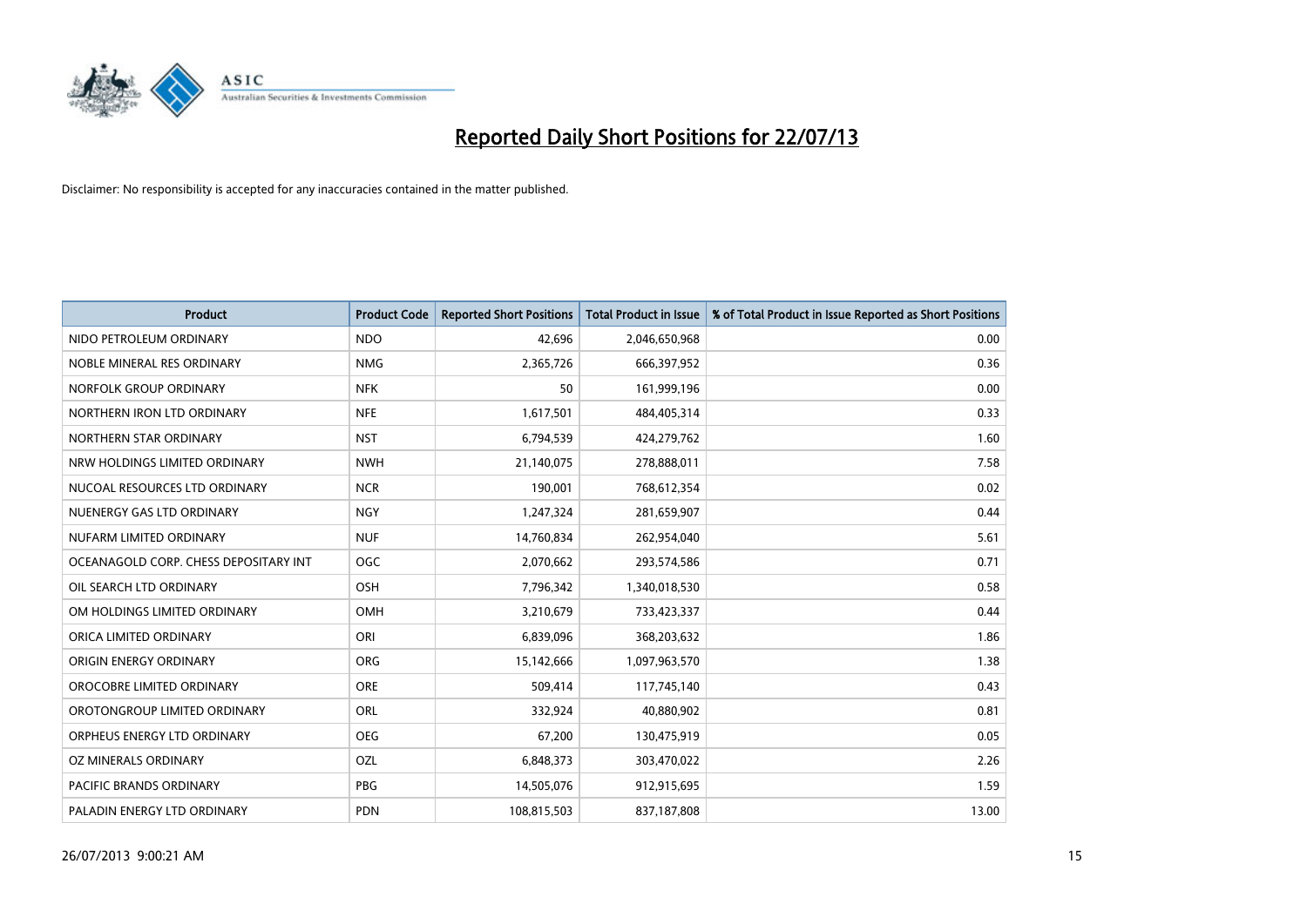# Reported Daily Short Positions for 22/07/13

Disclaimer: No responsibility is accepted for any inaccuracies contained in the matter published.

| Product | Product Code | Reported Short Positions | Total Product in Issue | % of Total Product in Issue Reported as Short Positions |
|---|---|---|---|---|
| NIDO PETROLEUM ORDINARY | NDO | 42,696 | 2,046,650,968 | 0.00 |
| NOBLE MINERAL RES ORDINARY | NMG | 2,365,726 | 666,397,952 | 0.36 |
| NORFOLK GROUP ORDINARY | NFK | 50 | 161,999,196 | 0.00 |
| NORTHERN IRON LTD ORDINARY | NFE | 1,617,501 | 484,405,314 | 0.33 |
| NORTHERN STAR ORDINARY | NST | 6,794,539 | 424,279,762 | 1.60 |
| NRW HOLDINGS LIMITED ORDINARY | NWH | 21,140,075 | 278,888,011 | 7.58 |
| NUCOAL RESOURCES LTD ORDINARY | NCR | 190,001 | 768,612,354 | 0.02 |
| NUENERGY GAS LTD ORDINARY | NGY | 1,247,324 | 281,659,907 | 0.44 |
| NUFARM LIMITED ORDINARY | NUF | 14,760,834 | 262,954,040 | 5.61 |
| OCEANAGOLD CORP. CHESS DEPOSITARY INT | OGC | 2,070,662 | 293,574,586 | 0.71 |
| OIL SEARCH LTD ORDINARY | OSH | 7,796,342 | 1,340,018,530 | 0.58 |
| OM HOLDINGS LIMITED ORDINARY | OMH | 3,210,679 | 733,423,337 | 0.44 |
| ORICA LIMITED ORDINARY | ORI | 6,839,096 | 368,203,632 | 1.86 |
| ORIGIN ENERGY ORDINARY | ORG | 15,142,666 | 1,097,963,570 | 1.38 |
| OROCOBRE LIMITED ORDINARY | ORE | 509,414 | 117,745,140 | 0.43 |
| OROTONGROUP LIMITED ORDINARY | ORL | 332,924 | 40,880,902 | 0.81 |
| ORPHEUS ENERGY LTD ORDINARY | OEG | 67,200 | 130,475,919 | 0.05 |
| OZ MINERALS ORDINARY | OZL | 6,848,373 | 303,470,022 | 2.26 |
| PACIFIC BRANDS ORDINARY | PBG | 14,505,076 | 912,915,695 | 1.59 |
| PALADIN ENERGY LTD ORDINARY | PDN | 108,815,503 | 837,187,808 | 13.00 |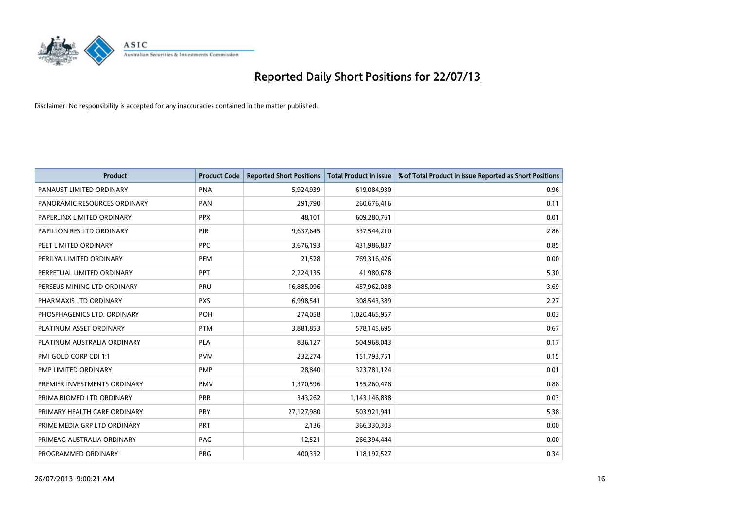# Reported Daily Short Positions for 22/07/13

Disclaimer: No responsibility is accepted for any inaccuracies contained in the matter published.

| Product | Product Code | Reported Short Positions | Total Product in Issue | % of Total Product in Issue Reported as Short Positions |
|---|---|---|---|---|
| PANAUST LIMITED ORDINARY | PNA | 5,924,939 | 619,084,930 | 0.96 |
| PANORAMIC RESOURCES ORDINARY | PAN | 291,790 | 260,676,416 | 0.11 |
| PAPERLINX LIMITED ORDINARY | PPX | 48,101 | 609,280,761 | 0.01 |
| PAPILLON RES LTD ORDINARY | PIR | 9,637,645 | 337,544,210 | 2.86 |
| PEET LIMITED ORDINARY | PPC | 3,676,193 | 431,986,887 | 0.85 |
| PERILYA LIMITED ORDINARY | PEM | 21,528 | 769,316,426 | 0.00 |
| PERPETUAL LIMITED ORDINARY | PPT | 2,224,135 | 41,980,678 | 5.30 |
| PERSEUS MINING LTD ORDINARY | PRU | 16,885,096 | 457,962,088 | 3.69 |
| PHARMAXIS LTD ORDINARY | PXS | 6,998,541 | 308,543,389 | 2.27 |
| PHOSPHAGENICS LTD. ORDINARY | POH | 274,058 | 1,020,465,957 | 0.03 |
| PLATINUM ASSET ORDINARY | PTM | 3,881,853 | 578,145,695 | 0.67 |
| PLATINUM AUSTRALIA ORDINARY | PLA | 836,127 | 504,968,043 | 0.17 |
| PMI GOLD CORP CDI 1:1 | PVM | 232,274 | 151,793,751 | 0.15 |
| PMP LIMITED ORDINARY | PMP | 28,840 | 323,781,124 | 0.01 |
| PREMIER INVESTMENTS ORDINARY | PMV | 1,370,596 | 155,260,478 | 0.88 |
| PRIMA BIOMED LTD ORDINARY | PRR | 343,262 | 1,143,146,838 | 0.03 |
| PRIMARY HEALTH CARE ORDINARY | PRY | 27,127,980 | 503,921,941 | 5.38 |
| PRIME MEDIA GRP LTD ORDINARY | PRT | 2,136 | 366,330,303 | 0.00 |
| PRIMEAG AUSTRALIA ORDINARY | PAG | 12,521 | 266,394,444 | 0.00 |
| PROGRAMMED ORDINARY | PRG | 400,332 | 118,192,527 | 0.34 |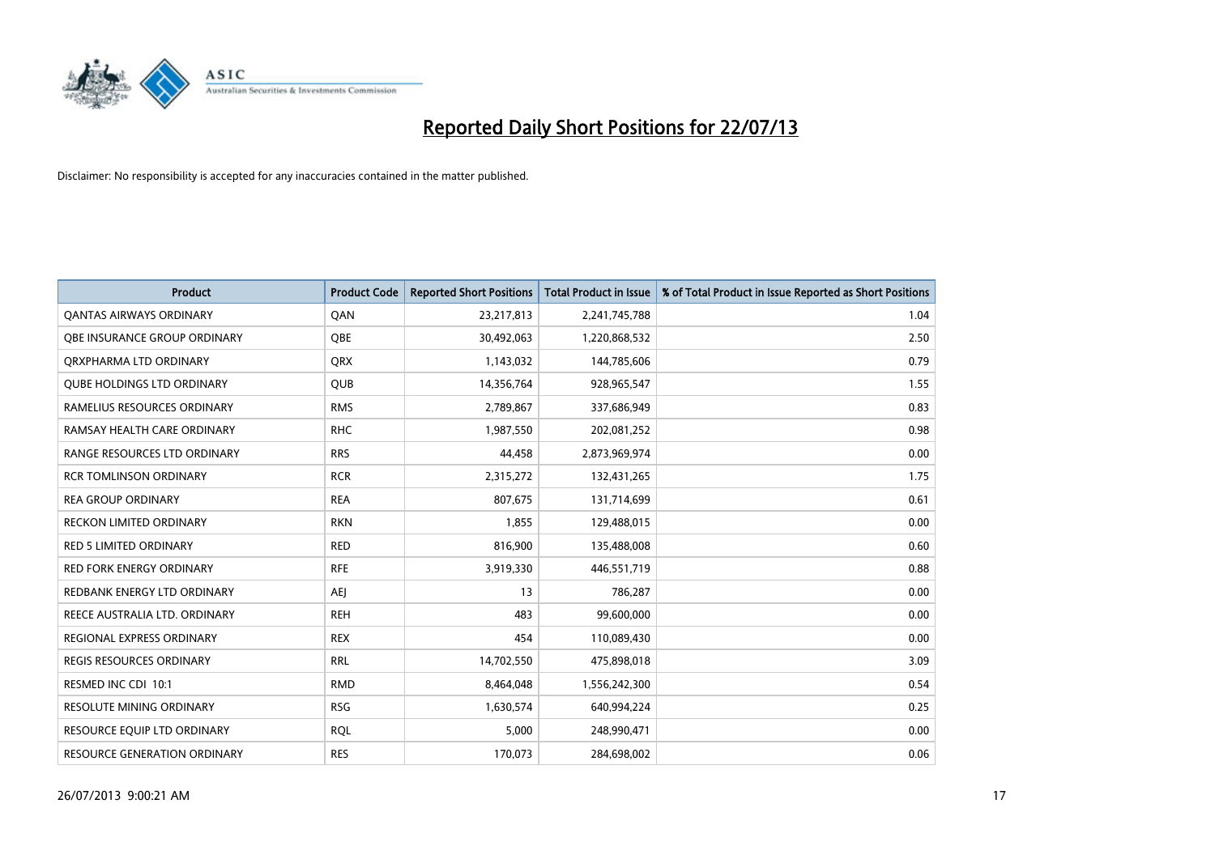# Reported Daily Short Positions for 22/07/13

Disclaimer: No responsibility is accepted for any inaccuracies contained in the matter published.

| Product | Product Code | Reported Short Positions | Total Product in Issue | % of Total Product in Issue Reported as Short Positions |
|---|---|---|---|---|
| QANTAS AIRWAYS ORDINARY | QAN | 23,217,813 | 2,241,745,788 | 1.04 |
| QBE INSURANCE GROUP ORDINARY | QBE | 30,492,063 | 1,220,868,532 | 2.50 |
| QRXPHARMA LTD ORDINARY | QRX | 1,143,032 | 144,785,606 | 0.79 |
| QUBE HOLDINGS LTD ORDINARY | QUB | 14,356,764 | 928,965,547 | 1.55 |
| RAMELIUS RESOURCES ORDINARY | RMS | 2,789,867 | 337,686,949 | 0.83 |
| RAMSAY HEALTH CARE ORDINARY | RHC | 1,987,550 | 202,081,252 | 0.98 |
| RANGE RESOURCES LTD ORDINARY | RRS | 44,458 | 2,873,969,974 | 0.00 |
| RCR TOMLINSON ORDINARY | RCR | 2,315,272 | 132,431,265 | 1.75 |
| REA GROUP ORDINARY | REA | 807,675 | 131,714,699 | 0.61 |
| RECKON LIMITED ORDINARY | RKN | 1,855 | 129,488,015 | 0.00 |
| RED 5 LIMITED ORDINARY | RED | 816,900 | 135,488,008 | 0.60 |
| RED FORK ENERGY ORDINARY | RFE | 3,919,330 | 446,551,719 | 0.88 |
| REDBANK ENERGY LTD ORDINARY | AEJ | 13 | 786,287 | 0.00 |
| REECE AUSTRALIA LTD. ORDINARY | REH | 483 | 99,600,000 | 0.00 |
| REGIONAL EXPRESS ORDINARY | REX | 454 | 110,089,430 | 0.00 |
| REGIS RESOURCES ORDINARY | RRL | 14,702,550 | 475,898,018 | 3.09 |
| RESMED INC CDI 10:1 | RMD | 8,464,048 | 1,556,242,300 | 0.54 |
| RESOLUTE MINING ORDINARY | RSG | 1,630,574 | 640,994,224 | 0.25 |
| RESOURCE EQUIP LTD ORDINARY | RQL | 5,000 | 248,990,471 | 0.00 |
| RESOURCE GENERATION ORDINARY | RES | 170,073 | 284,698,002 | 0.06 |

26/07/2013 9:00:21 AM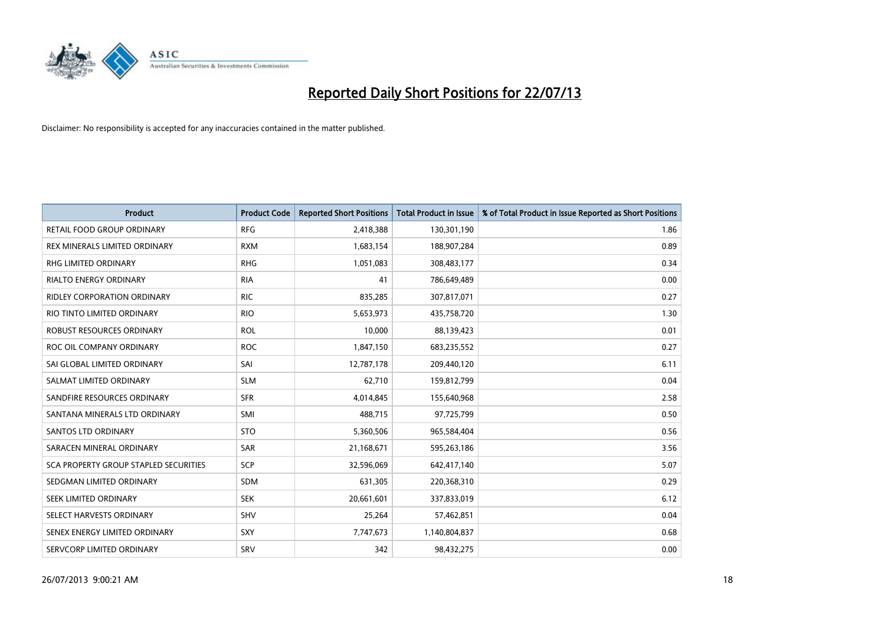# Reported Daily Short Positions for 22/07/13

Disclaimer: No responsibility is accepted for any inaccuracies contained in the matter published.

| Product | Product Code | Reported Short Positions | Total Product in Issue | % of Total Product in Issue Reported as Short Positions |
|---|---|---|---|---|
| RETAIL FOOD GROUP ORDINARY | RFG | 2,418,388 | 130,301,190 | 1.86 |
| REX MINERALS LIMITED ORDINARY | RXM | 1,683,154 | 188,907,284 | 0.89 |
| RHG LIMITED ORDINARY | RHG | 1,051,083 | 308,483,177 | 0.34 |
| RIALTO ENERGY ORDINARY | RIA | 41 | 786,649,489 | 0.00 |
| RIDLEY CORPORATION ORDINARY | RIC | 835,285 | 307,817,071 | 0.27 |
| RIO TINTO LIMITED ORDINARY | RIO | 5,653,973 | 435,758,720 | 1.30 |
| ROBUST RESOURCES ORDINARY | ROL | 10,000 | 88,139,423 | 0.01 |
| ROC OIL COMPANY ORDINARY | ROC | 1,847,150 | 683,235,552 | 0.27 |
| SAI GLOBAL LIMITED ORDINARY | SAI | 12,787,178 | 209,440,120 | 6.11 |
| SALMAT LIMITED ORDINARY | SLM | 62,710 | 159,812,799 | 0.04 |
| SANDFIRE RESOURCES ORDINARY | SFR | 4,014,845 | 155,640,968 | 2.58 |
| SANTANA MINERALS LTD ORDINARY | SMI | 488,715 | 97,725,799 | 0.50 |
| SANTOS LTD ORDINARY | STO | 5,360,506 | 965,584,404 | 0.56 |
| SARACEN MINERAL ORDINARY | SAR | 21,168,671 | 595,263,186 | 3.56 |
| SCA PROPERTY GROUP STAPLED SECURITIES | SCP | 32,596,069 | 642,417,140 | 5.07 |
| SEDGMAN LIMITED ORDINARY | SDM | 631,305 | 220,368,310 | 0.29 |
| SEEK LIMITED ORDINARY | SEK | 20,661,601 | 337,833,019 | 6.12 |
| SELECT HARVESTS ORDINARY | SHV | 25,264 | 57,462,851 | 0.04 |
| SENEX ENERGY LIMITED ORDINARY | SXY | 7,747,673 | 1,140,804,837 | 0.68 |
| SERVCORP LIMITED ORDINARY | SRV | 342 | 98,432,275 | 0.00 |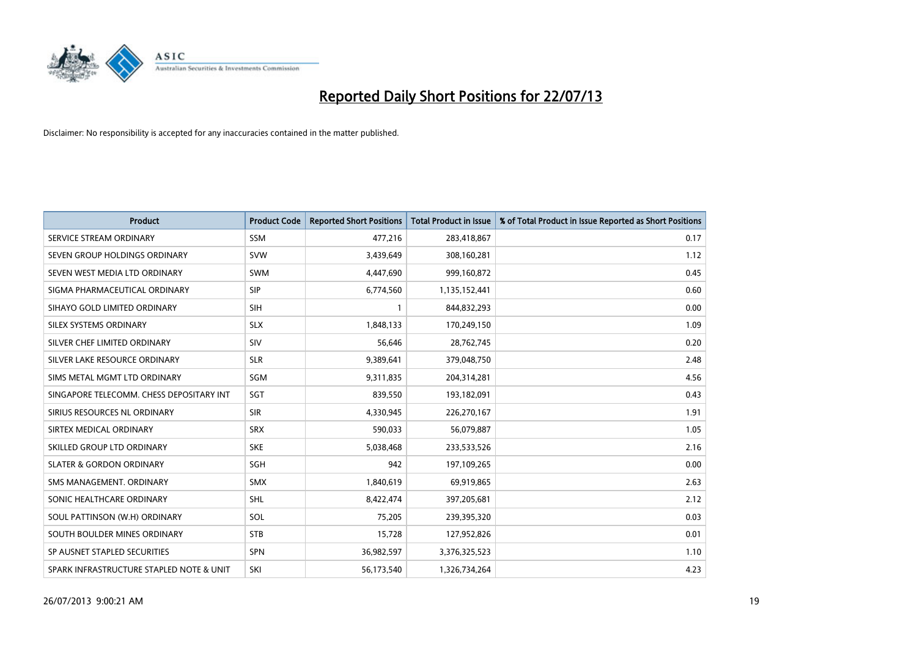# Reported Daily Short Positions for 22/07/13

Disclaimer: No responsibility is accepted for any inaccuracies contained in the matter published.

| Product | Product Code | Reported Short Positions | Total Product in Issue | % of Total Product in Issue Reported as Short Positions |
|---|---|---|---|---|
| SERVICE STREAM ORDINARY | SSM | 477,216 | 283,418,867 | 0.17 |
| SEVEN GROUP HOLDINGS ORDINARY | SVW | 3,439,649 | 308,160,281 | 1.12 |
| SEVEN WEST MEDIA LTD ORDINARY | SWM | 4,447,690 | 999,160,872 | 0.45 |
| SIGMA PHARMACEUTICAL ORDINARY | SIP | 6,774,560 | 1,135,152,441 | 0.60 |
| SIHAYO GOLD LIMITED ORDINARY | SIH | 1 | 844,832,293 | 0.00 |
| SILEX SYSTEMS ORDINARY | SLX | 1,848,133 | 170,249,150 | 1.09 |
| SILVER CHEF LIMITED ORDINARY | SIV | 56,646 | 28,762,745 | 0.20 |
| SILVER LAKE RESOURCE ORDINARY | SLR | 9,389,641 | 379,048,750 | 2.48 |
| SIMS METAL MGMT LTD ORDINARY | SGM | 9,311,835 | 204,314,281 | 4.56 |
| SINGAPORE TELECOMM. CHESS DEPOSITARY INT | SGT | 839,550 | 193,182,091 | 0.43 |
| SIRIUS RESOURCES NL ORDINARY | SIR | 4,330,945 | 226,270,167 | 1.91 |
| SIRTEX MEDICAL ORDINARY | SRX | 590,033 | 56,079,887 | 1.05 |
| SKILLED GROUP LTD ORDINARY | SKE | 5,038,468 | 233,533,526 | 2.16 |
| SLATER & GORDON ORDINARY | SGH | 942 | 197,109,265 | 0.00 |
| SMS MANAGEMENT. ORDINARY | SMX | 1,840,619 | 69,919,865 | 2.63 |
| SONIC HEALTHCARE ORDINARY | SHL | 8,422,474 | 397,205,681 | 2.12 |
| SOUL PATTINSON (W.H) ORDINARY | SOL | 75,205 | 239,395,320 | 0.03 |
| SOUTH BOULDER MINES ORDINARY | STB | 15,728 | 127,952,826 | 0.01 |
| SP AUSNET STAPLED SECURITIES | SPN | 36,982,597 | 3,376,325,523 | 1.10 |
| SPARK INFRASTRUCTURE STAPLED NOTE & UNIT | SKI | 56,173,540 | 1,326,734,264 | 4.23 |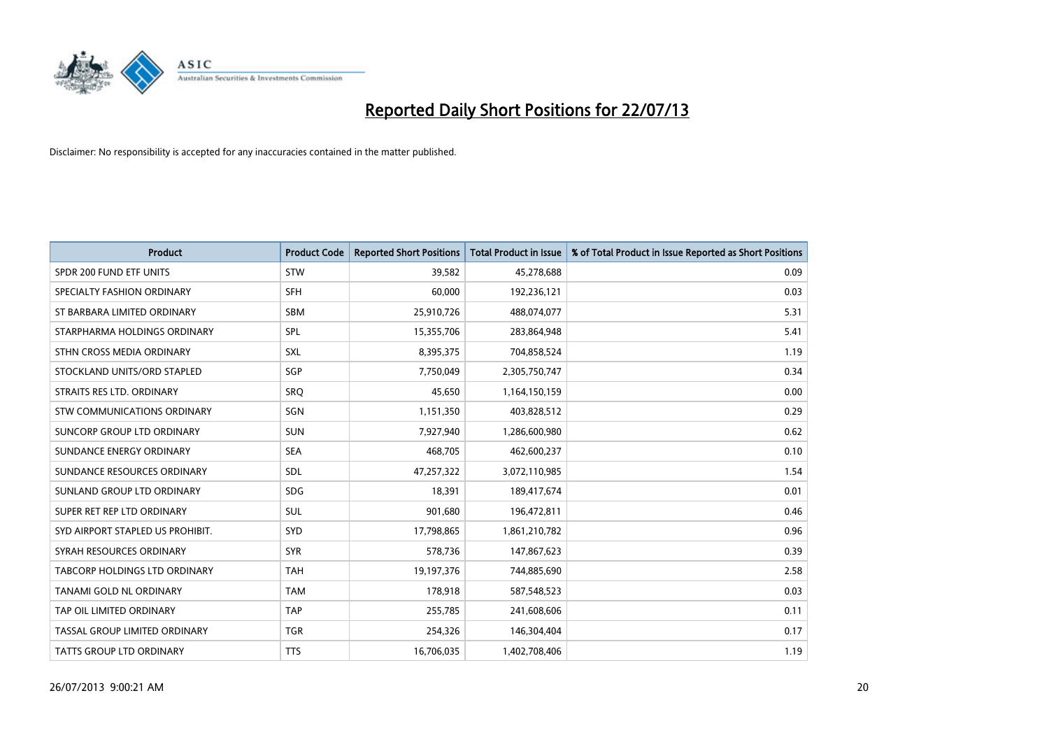# Reported Daily Short Positions for 22/07/13

Disclaimer: No responsibility is accepted for any inaccuracies contained in the matter published.

| Product | Product Code | Reported Short Positions | Total Product in Issue | % of Total Product in Issue Reported as Short Positions |
|---|---|---|---|---|
| SPDR 200 FUND ETF UNITS | STW | 39,582 | 45,278,688 | 0.09 |
| SPECIALTY FASHION ORDINARY | SFH | 60,000 | 192,236,121 | 0.03 |
| ST BARBARA LIMITED ORDINARY | SBM | 25,910,726 | 488,074,077 | 5.31 |
| STARPHARMA HOLDINGS ORDINARY | SPL | 15,355,706 | 283,864,948 | 5.41 |
| STHN CROSS MEDIA ORDINARY | SXL | 8,395,375 | 704,858,524 | 1.19 |
| STOCKLAND UNITS/ORD STAPLED | SGP | 7,750,049 | 2,305,750,747 | 0.34 |
| STRAITS RES LTD. ORDINARY | SRQ | 45,650 | 1,164,150,159 | 0.00 |
| STW COMMUNICATIONS ORDINARY | SGN | 1,151,350 | 403,828,512 | 0.29 |
| SUNCORP GROUP LTD ORDINARY | SUN | 7,927,940 | 1,286,600,980 | 0.62 |
| SUNDANCE ENERGY ORDINARY | SEA | 468,705 | 462,600,237 | 0.10 |
| SUNDANCE RESOURCES ORDINARY | SDL | 47,257,322 | 3,072,110,985 | 1.54 |
| SUNLAND GROUP LTD ORDINARY | SDG | 18,391 | 189,417,674 | 0.01 |
| SUPER RET REP LTD ORDINARY | SUL | 901,680 | 196,472,811 | 0.46 |
| SYD AIRPORT STAPLED US PROHIBIT. | SYD | 17,798,865 | 1,861,210,782 | 0.96 |
| SYRAH RESOURCES ORDINARY | SYR | 578,736 | 147,867,623 | 0.39 |
| TABCORP HOLDINGS LTD ORDINARY | TAH | 19,197,376 | 744,885,690 | 2.58 |
| TANAMI GOLD NL ORDINARY | TAM | 178,918 | 587,548,523 | 0.03 |
| TAP OIL LIMITED ORDINARY | TAP | 255,785 | 241,608,606 | 0.11 |
| TASSAL GROUP LIMITED ORDINARY | TGR | 254,326 | 146,304,404 | 0.17 |
| TATTS GROUP LTD ORDINARY | TTS | 16,706,035 | 1,402,708,406 | 1.19 |

26/07/2013 9:00:21 AM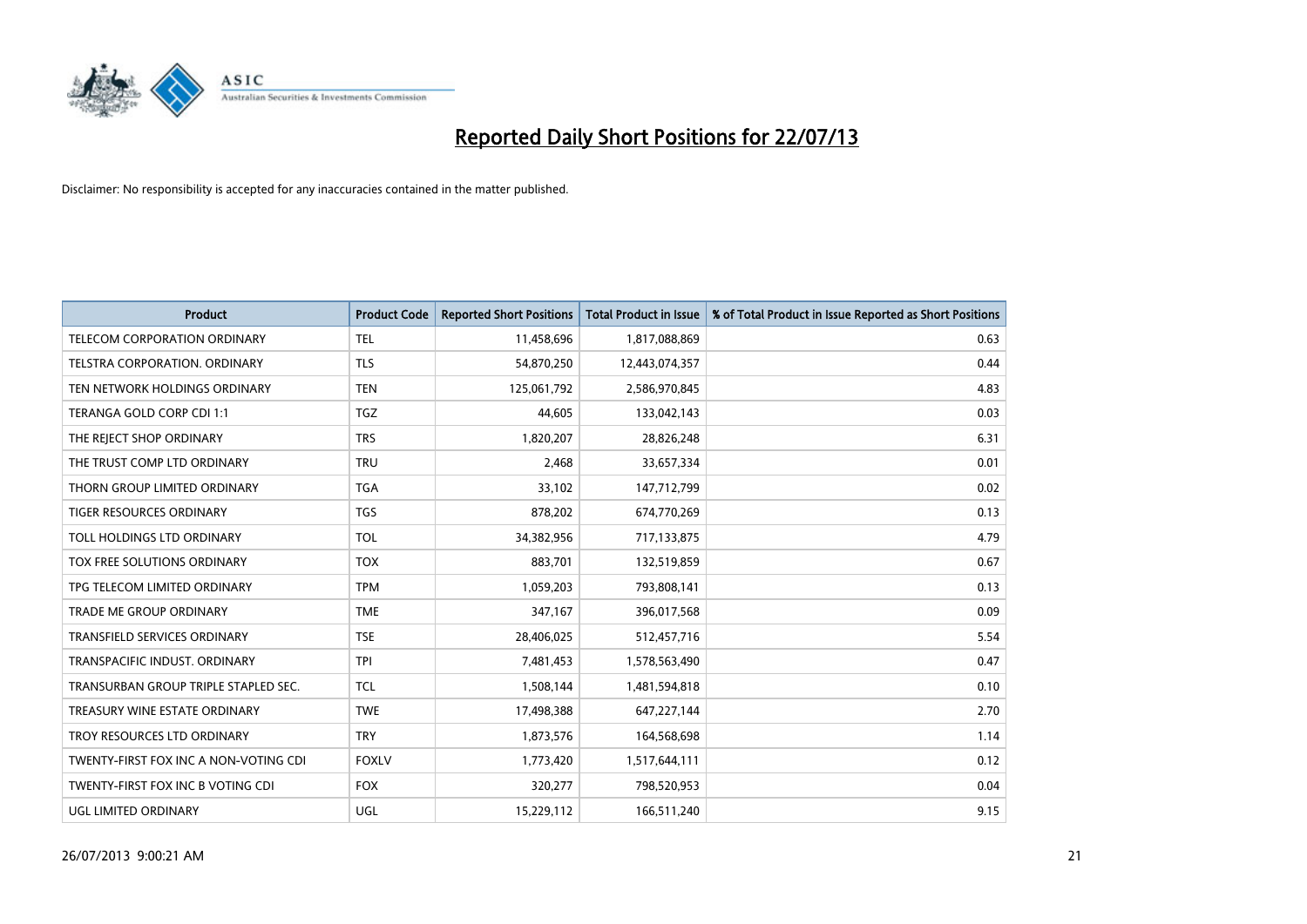# Reported Daily Short Positions for 22/07/13

Disclaimer: No responsibility is accepted for any inaccuracies contained in the matter published.

| Product | Product Code | Reported Short Positions | Total Product in Issue | % of Total Product in Issue Reported as Short Positions |
|---|---|---|---|---|
| TELECOM CORPORATION ORDINARY | TEL | 11,458,696 | 1,817,088,869 | 0.63 |
| TELSTRA CORPORATION. ORDINARY | TLS | 54,870,250 | 12,443,074,357 | 0.44 |
| TEN NETWORK HOLDINGS ORDINARY | TEN | 125,061,792 | 2,586,970,845 | 4.83 |
| TERANGA GOLD CORP CDI 1:1 | TGZ | 44,605 | 133,042,143 | 0.03 |
| THE REJECT SHOP ORDINARY | TRS | 1,820,207 | 28,826,248 | 6.31 |
| THE TRUST COMP LTD ORDINARY | TRU | 2,468 | 33,657,334 | 0.01 |
| THORN GROUP LIMITED ORDINARY | TGA | 33,102 | 147,712,799 | 0.02 |
| TIGER RESOURCES ORDINARY | TGS | 878,202 | 674,770,269 | 0.13 |
| TOLL HOLDINGS LTD ORDINARY | TOL | 34,382,956 | 717,133,875 | 4.79 |
| TOX FREE SOLUTIONS ORDINARY | TOX | 883,701 | 132,519,859 | 0.67 |
| TPG TELECOM LIMITED ORDINARY | TPM | 1,059,203 | 793,808,141 | 0.13 |
| TRADE ME GROUP ORDINARY | TME | 347,167 | 396,017,568 | 0.09 |
| TRANSFIELD SERVICES ORDINARY | TSE | 28,406,025 | 512,457,716 | 5.54 |
| TRANSPACIFIC INDUST. ORDINARY | TPI | 7,481,453 | 1,578,563,490 | 0.47 |
| TRANSURBAN GROUP TRIPLE STAPLED SEC. | TCL | 1,508,144 | 1,481,594,818 | 0.10 |
| TREASURY WINE ESTATE ORDINARY | TWE | 17,498,388 | 647,227,144 | 2.70 |
| TROY RESOURCES LTD ORDINARY | TRY | 1,873,576 | 164,568,698 | 1.14 |
| TWENTY-FIRST FOX INC A NON-VOTING CDI | FOXLV | 1,773,420 | 1,517,644,111 | 0.12 |
| TWENTY-FIRST FOX INC B VOTING CDI | FOX | 320,277 | 798,520,953 | 0.04 |
| UGL LIMITED ORDINARY | UGL | 15,229,112 | 166,511,240 | 9.15 |

26/07/2013 9:00:21 AM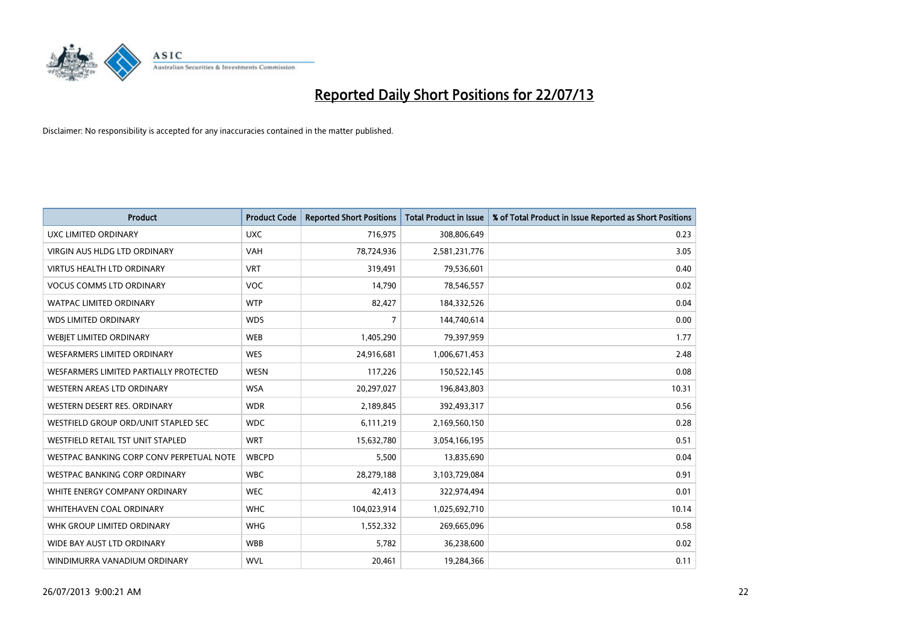# Reported Daily Short Positions for 22/07/13

Disclaimer: No responsibility is accepted for any inaccuracies contained in the matter published.

| Product | Product Code | Reported Short Positions | Total Product in Issue | % of Total Product in Issue Reported as Short Positions |
| --- | --- | --- | --- | --- |
| UXC LIMITED ORDINARY | UXC | 716,975 | 308,806,649 | 0.23 |
| VIRGIN AUS HLDG LTD ORDINARY | VAH | 78,724,936 | 2,581,231,776 | 3.05 |
| VIRTUS HEALTH LTD ORDINARY | VRT | 319,491 | 79,536,601 | 0.40 |
| VOCUS COMMS LTD ORDINARY | VOC | 14,790 | 78,546,557 | 0.02 |
| WATPAC LIMITED ORDINARY | WTP | 82,427 | 184,332,526 | 0.04 |
| WDS LIMITED ORDINARY | WDS | 7 | 144,740,614 | 0.00 |
| WEBJET LIMITED ORDINARY | WEB | 1,405,290 | 79,397,959 | 1.77 |
| WESFARMERS LIMITED ORDINARY | WES | 24,916,681 | 1,006,671,453 | 2.48 |
| WESFARMERS LIMITED PARTIALLY PROTECTED | WESN | 117,226 | 150,522,145 | 0.08 |
| WESTERN AREAS LTD ORDINARY | WSA | 20,297,027 | 196,843,803 | 10.31 |
| WESTERN DESERT RES. ORDINARY | WDR | 2,189,845 | 392,493,317 | 0.56 |
| WESTFIELD GROUP ORD/UNIT STAPLED SEC | WDC | 6,111,219 | 2,169,560,150 | 0.28 |
| WESTFIELD RETAIL TST UNIT STAPLED | WRT | 15,632,780 | 3,054,166,195 | 0.51 |
| WESTPAC BANKING CORP CONV PERPETUAL NOTE | WBCPD | 5,500 | 13,835,690 | 0.04 |
| WESTPAC BANKING CORP ORDINARY | WBC | 28,279,188 | 3,103,729,084 | 0.91 |
| WHITE ENERGY COMPANY ORDINARY | WEC | 42,413 | 322,974,494 | 0.01 |
| WHITEHAVEN COAL ORDINARY | WHC | 104,023,914 | 1,025,692,710 | 10.14 |
| WHK GROUP LIMITED ORDINARY | WHG | 1,552,332 | 269,665,096 | 0.58 |
| WIDE BAY AUST LTD ORDINARY | WBB | 5,782 | 36,238,600 | 0.02 |
| WINDIMURRA VANADIUM ORDINARY | WVL | 20,461 | 19,284,366 | 0.11 |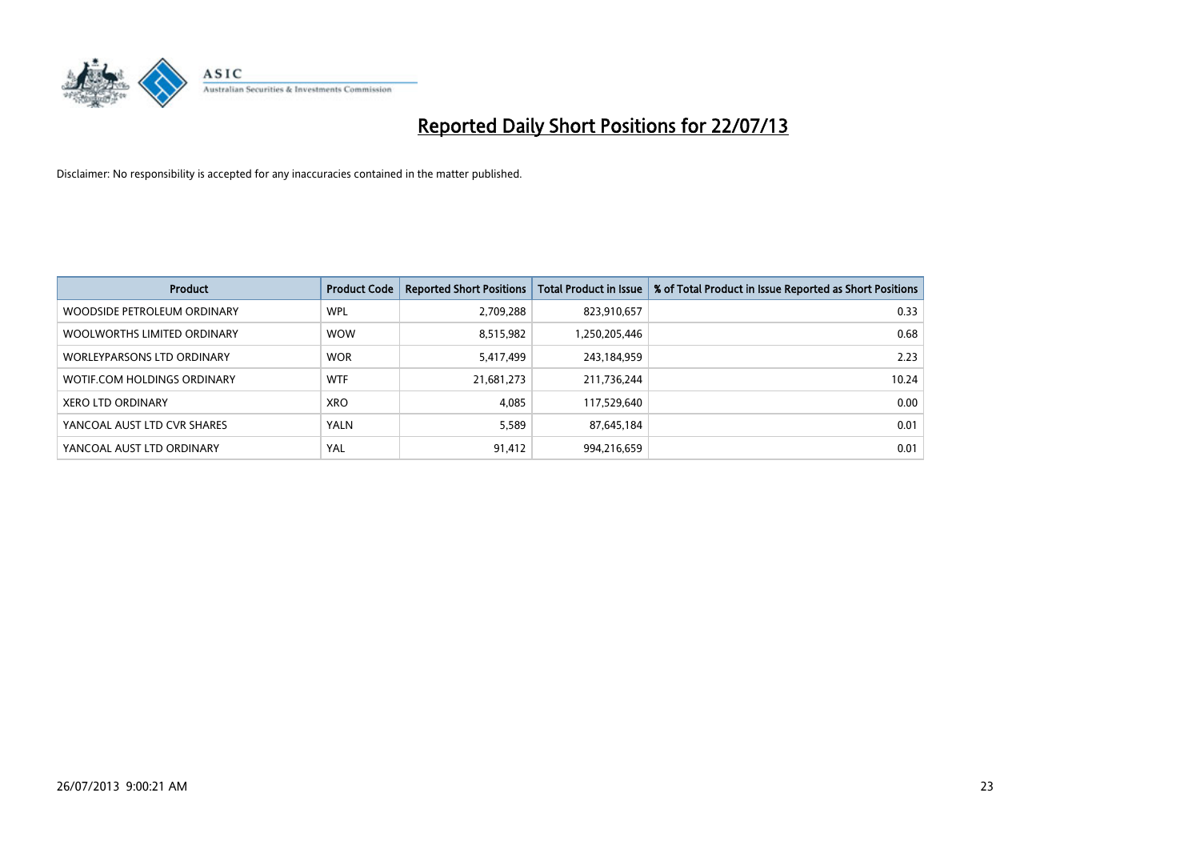# Reported Daily Short Positions for 22/07/13

Disclaimer: No responsibility is accepted for any inaccuracies contained in the matter published.

| Product | Product Code | Reported Short Positions | Total Product in Issue | % of Total Product in Issue Reported as Short Positions |
|---|---|---|---|---|
| WOODSIDE PETROLEUM ORDINARY | WPL | 2,709,288 | 823,910,657 | 0.33 |
| WOOLWORTHS LIMITED ORDINARY | WOW | 8,515,982 | 1,250,205,446 | 0.68 |
| WORLEYPARSONS LTD ORDINARY | WOR | 5,417,499 | 243,184,959 | 2.23 |
| WOTIF.COM HOLDINGS ORDINARY | WTF | 21,681,273 | 211,736,244 | 10.24 |
| XERO LTD ORDINARY | XRO | 4,085 | 117,529,640 | 0.00 |
| YANCOAL AUST LTD CVR SHARES | YALN | 5,589 | 87,645,184 | 0.01 |
| YANCOAL AUST LTD ORDINARY | YAL | 91,412 | 994,216,659 | 0.01 |

26/07/2013 9:00:21 AM